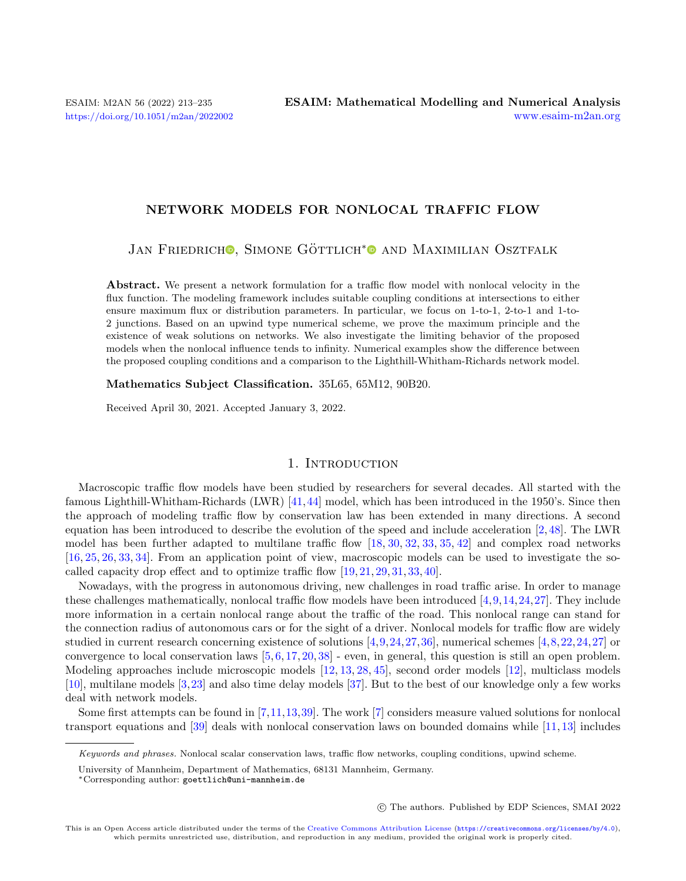# NETWORK MODELS FOR NONLOCAL TRAFFIC FLOW

Jan Friedrich, Simone Göttlich* and Maximilian Osztfalk

**Abstract.** We present a network formulation for a traffic flow model with nonlocal velocity in the flux function. The modeling framework includes suitable coupling conditions at intersections to either ensure maximum flux or distribution parameters. In particular, we focus on 1-to-1, 2-to-1 and 1-to-2 junctions. Based on an upwind type numerical scheme, we prove the maximum principle and the existence of weak solutions on networks. We also investigate the limiting behavior of the proposed models when the nonlocal influence tends to infinity. Numerical examples show the difference between the proposed coupling conditions and a comparison to the Lighthill-Whitham-Richards network model.

**Mathematics Subject Classification.** 35L65, 65M12, 90B20.

Received April 30, 2021. Accepted January 3, 2022.

## 1. Introduction

Macroscopic traffic flow models have been studied by researchers for several decades. All started with the famous Lighthill-Whitham-Richards (LWR) [41,44] model, which has been introduced in the 1950's. Since then the approach of modeling traffic flow by conservation law has been extended in many directions. A second equation has been introduced to describe the evolution of the speed and include acceleration [2,48]. The LWR model has been further adapted to multilane traffic flow [18,30,32,33,35,42] and complex road networks [16,25,26,33,34]. From an application point of view, macroscopic models can be used to investigate the so-called capacity drop effect and to optimize traffic flow [19,21,29,31,33,40].

Nowadays, with the progress in autonomous driving, new challenges in road traffic arise. In order to manage these challenges mathematically, nonlocal traffic flow models have been introduced [4,9,14,24,27]. They include more information in a certain nonlocal range about the traffic of the road. This nonlocal range can stand for the connection radius of autonomous cars or for the sight of a driver. Nonlocal models for traffic flow are widely studied in current research concerning existence of solutions [4,9,24,27,36], numerical schemes [4,8,22,24,27] or convergence to local conservation laws [5,6,17,20,38] - even, in general, this question is still an open problem. Modeling approaches include microscopic models [12,13,28,45], second order models [12], multiclass models [10], multilane models [3,23] and also time delay models [37]. But to the best of our knowledge only a few works deal with network models.

Some first attempts can be found in [7,11,13,39]. The work [7] considers measure valued solutions for nonlocal transport equations and [39] deals with nonlocal conservation laws on bounded domains while [11,13] includes

---

*Keywords and phrases.* Nonlocal scalar conservation laws, traffic flow networks, coupling conditions, upwind scheme.

University of Mannheim, Department of Mathematics, 68131 Mannheim, Germany.

*Corresponding author: goettlich@uni-mannheim.de

© The authors. Published by EDP Sciences, SMAI 2022

This is an Open Access article distributed under the terms of the Creative Commons Attribution License (https://creativecommons.org/licenses/by/4.0), which permits unrestricted use, distribution, and reproduction in any medium, provided the original work is properly cited.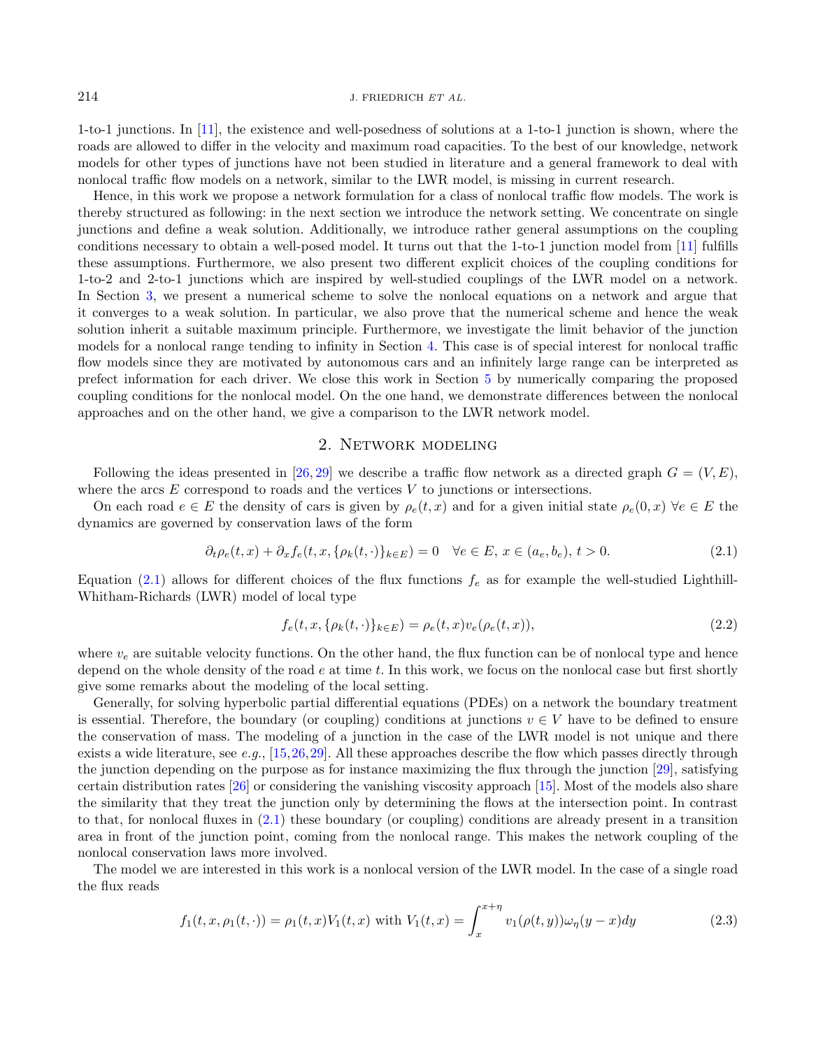1-to-1 junctions. In [11], the existence and well-posedness of solutions at a 1-to-1 junction is shown, where the roads are allowed to differ in the velocity and maximum road capacities. To the best of our knowledge, network models for other types of junctions have not been studied in literature and a general framework to deal with nonlocal traffic flow models on a network, similar to the LWR model, is missing in current research.

Hence, in this work we propose a network formulation for a class of nonlocal traffic flow models. The work is thereby structured as following: in the next section we introduce the network setting. We concentrate on single junctions and define a weak solution. Additionally, we introduce rather general assumptions on the coupling conditions necessary to obtain a well-posed model. It turns out that the 1-to-1 junction model from [11] fulfills these assumptions. Furthermore, we also present two different explicit choices of the coupling conditions for 1-to-2 and 2-to-1 junctions which are inspired by well-studied couplings of the LWR model on a network. In Section 3, we present a numerical scheme to solve the nonlocal equations on a network and argue that it converges to a weak solution. In particular, we also prove that the numerical scheme and hence the weak solution inherit a suitable maximum principle. Furthermore, we investigate the limit behavior of the junction models for a nonlocal range tending to infinity in Section 4. This case is of special interest for nonlocal traffic flow models since they are motivated by autonomous cars and an infinitely large range can be interpreted as prefect information for each driver. We close this work in Section 5 by numerically comparing the proposed coupling conditions for the nonlocal model. On the one hand, we demonstrate differences between the nonlocal approaches and on the other hand, we give a comparison to the LWR network model.

## 2. Network modeling

Following the ideas presented in [26,29] we describe a traffic flow network as a directed graph $G = (V, E)$, where the arcs $E$ correspond to roads and the vertices $V$ to junctions or intersections.

On each road $e \in E$ the density of cars is given by $\rho_e(t, x)$ and for a given initial state $\rho_e(0, x)$ $\forall e \in E$ the dynamics are governed by conservation laws of the form

$$\partial_t \rho_e(t, x) + \partial_x f_e(t, x, \{\rho_k(t, \cdot)\}_{k \in E}) = 0 \quad \forall e \in E,\, x \in (a_e, b_e),\, t > 0. \tag{2.1}$$

Equation (2.1) allows for different choices of the flux functions $f_e$ as for example the well-studied Lighthill-Whitham-Richards (LWR) model of local type

$$f_e(t, x, \{\rho_k(t, \cdot)\}_{k \in E}) = \rho_e(t, x) v_e(\rho_e(t, x)), \tag{2.2}$$

where $v_e$ are suitable velocity functions. On the other hand, the flux function can be of nonlocal type and hence depend on the whole density of the road $e$ at time $t$. In this work, we focus on the nonlocal case but first shortly give some remarks about the modeling of the local setting.

Generally, for solving hyperbolic partial differential equations (PDEs) on a network the boundary treatment is essential. Therefore, the boundary (or coupling) conditions at junctions $v \in V$ have to be defined to ensure the conservation of mass. The modeling of a junction in the case of the LWR model is not unique and there exists a wide literature, see *e.g.*, [15,26,29]. All these approaches describe the flow which passes directly through the junction depending on the purpose as for instance maximizing the flux through the junction [29], satisfying certain distribution rates [26] or considering the vanishing viscosity approach [15]. Most of the models also share the similarity that they treat the junction only by determining the flows at the intersection point. In contrast to that, for nonlocal fluxes in (2.1) these boundary (or coupling) conditions are already present in a transition area in front of the junction point, coming from the nonlocal range. This makes the network coupling of the nonlocal conservation laws more involved.

The model we are interested in this work is a nonlocal version of the LWR model. In the case of a single road the flux reads

$$f_1(t, x, \rho_1(t, \cdot)) = \rho_1(t, x) V_1(t, x) \text{ with } V_1(t, x) = \int_x^{x+\eta} v_1(\rho(t, y)) \omega_\eta(y - x) dy \tag{2.3}$$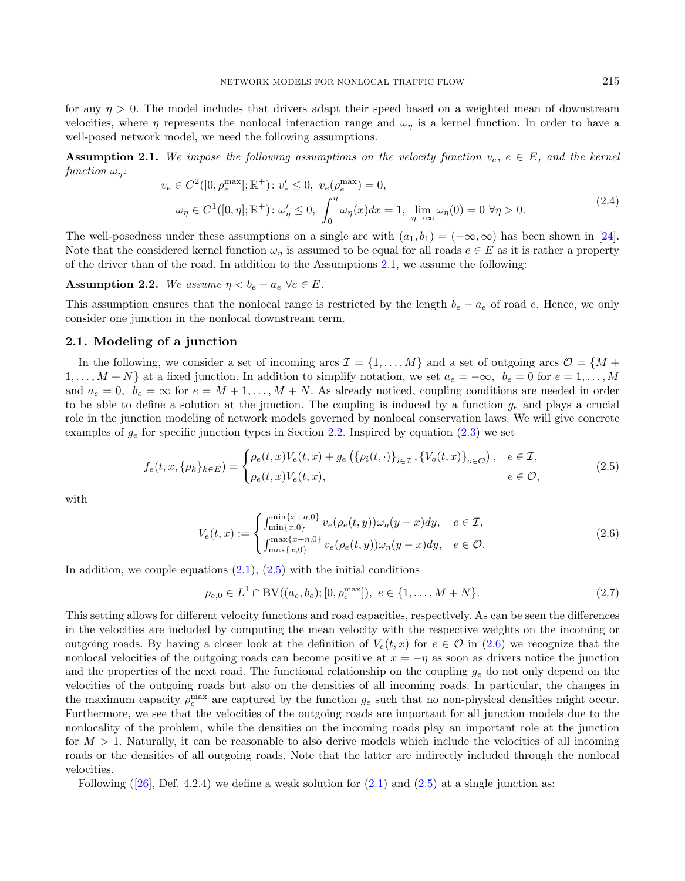for any $\eta > 0$. The model includes that drivers adapt their speed based on a weighted mean of downstream velocities, where $\eta$ represents the nonlocal interaction range and $\omega_\eta$ is a kernel function. In order to have a well-posed network model, we need the following assumptions.

**Assumption 2.1.** *We impose the following assumptions on the velocity function $v_e$, $e \in E$, and the kernel function $\omega_\eta$:*

$$
\begin{aligned}
v_e \in C^2([0, \rho_e^{\max}]; \mathbb{R}^+) \colon v_e' \leq 0,\ v_e(\rho_e^{\max}) = 0, \\
\omega_\eta \in C^1([0, \eta]; \mathbb{R}^+) \colon \omega_\eta' \leq 0,\ \int_0^\eta \omega_\eta(x)dx = 1,\ \lim_{\eta \to \infty} \omega_\eta(0) = 0\ \forall \eta > 0.
\end{aligned}
\tag{2.4}
$$

The well-posedness under these assumptions on a single arc with $(a_1, b_1) = (-\infty, \infty)$ has been shown in [24]. Note that the considered kernel function $\omega_\eta$ is assumed to be equal for all roads $e \in E$ as it is rather a property of the driver than of the road. In addition to the Assumptions 2.1, we assume the following:

**Assumption 2.2.** *We assume $\eta < b_e - a_e\ \forall e \in E$.*

This assumption ensures that the nonlocal range is restricted by the length $b_e - a_e$ of road $e$. Hence, we only consider one junction in the nonlocal downstream term.

## 2.1. Modeling of a junction

In the following, we consider a set of incoming arcs $\mathcal{I} = \{1, \ldots, M\}$ and a set of outgoing arcs $\mathcal{O} = \{M + 1, \ldots, M + N\}$ at a fixed junction. In addition to simplify notation, we set $a_e = -\infty,\ b_e = 0$ for $e = 1, \ldots, M$ and $a_e = 0,\ b_e = \infty$ for $e = M + 1, \ldots, M + N$. As already noticed, coupling conditions are needed in order to be able to define a solution at the junction. The coupling is induced by a function $g_e$ and plays a crucial role in the junction modeling of network models governed by nonlocal conservation laws. We will give concrete examples of $g_e$ for specific junction types in Section 2.2. Inspired by equation (2.3) we set

$$
f_e(t, x, \{\rho_k\}_{k \in E}) = \begin{cases} \rho_e(t, x) V_e(t, x) + g_e\left(\{\rho_i(t, \cdot)\}_{i \in \mathcal{I}}, \{V_o(t, x)\}_{o \in \mathcal{O}}\right), & e \in \mathcal{I}, \\ \rho_e(t, x) V_e(t, x), & e \in \mathcal{O}, \end{cases}
\tag{2.5}
$$

with

$$
V_e(t, x) := \begin{cases} \int_{\min\{x,0\}}^{\min\{x+\eta,0\}} v_e(\rho_e(t, y)) \omega_\eta(y - x) dy, & e \in \mathcal{I}, \\ \int_{\max\{x,0\}}^{\max\{x+\eta,0\}} v_e(\rho_e(t, y)) \omega_\eta(y - x) dy, & e \in \mathcal{O}. \end{cases}
\tag{2.6}
$$

In addition, we couple equations (2.1), (2.5) with the initial conditions

$$
\rho_{e,0} \in L^1 \cap \mathrm{BV}((a_e, b_e); [0, \rho_e^{\max}]),\ e \in \{1, \ldots, M + N\}.
\tag{2.7}
$$

This setting allows for different velocity functions and road capacities, respectively. As can be seen the differences in the velocities are included by computing the mean velocity with the respective weights on the incoming or outgoing roads. By having a closer look at the definition of $V_e(t, x)$ for $e \in \mathcal{O}$ in (2.6) we recognize that the nonlocal velocities of the outgoing roads can become positive at $x = -\eta$ as soon as drivers notice the junction and the properties of the next road. The functional relationship on the coupling $g_e$ do not only depend on the velocities of the outgoing roads but also on the densities of all incoming roads. In particular, the changes in the maximum capacity $\rho_e^{\max}$ are captured by the function $g_e$ such that no non-physical densities might occur. Furthermore, we see that the velocities of the outgoing roads are important for all junction models due to the nonlocality of the problem, while the densities on the incoming roads play an important role at the junction for $M > 1$. Naturally, it can be reasonable to also derive models which include the velocities of all incoming roads or the densities of all outgoing roads. Note that the latter are indirectly included through the nonlocal velocities.

Following ([26], Def. 4.2.4) we define a weak solution for (2.1) and (2.5) at a single junction as: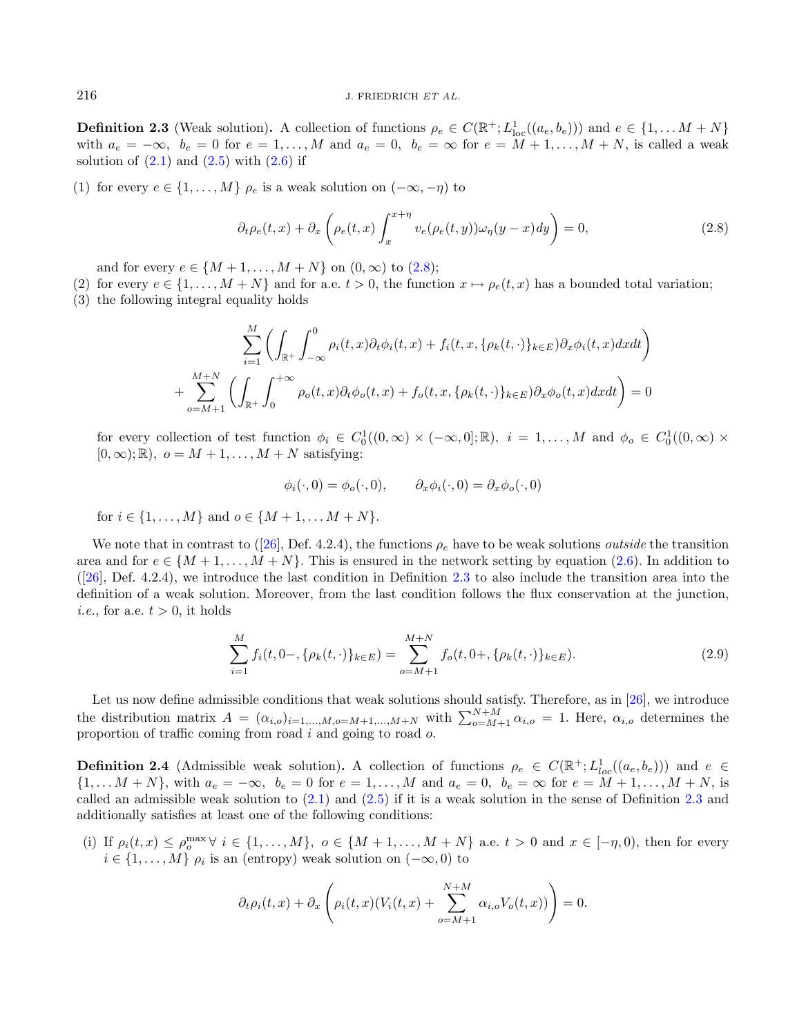**Definition 2.3** (Weak solution)**.** A collection of functions $\rho_e \in C(\mathbb{R}^+; L^1_{\text{loc}}((a_e, b_e)))$ and $e \in \{1, \dots M+N\}$ with $a_e = -\infty,\ b_e = 0$ for $e = 1, \dots, M$ and $a_e = 0,\ b_e = \infty$ for $e = M+1, \dots, M+N$, is called a weak solution of (2.1) and (2.5) with (2.6) if

(1) for every $e \in \{1, \dots, M\}$ $\rho_e$ is a weak solution on $(-\infty, -\eta)$ to

$$\partial_t \rho_e(t,x) + \partial_x \left( \rho_e(t,x) \int_x^{x+\eta} v_e(\rho_e(t,y)) \omega_\eta(y-x) dy \right) = 0, \tag{2.8}$$

and for every $e \in \{M+1, \dots, M+N\}$ on $(0, \infty)$ to (2.8);

(2) for every $e \in \{1, \dots, M+N\}$ and for a.e. $t > 0$, the function $x \mapsto \rho_e(t,x)$ has a bounded total variation;

(3) the following integral equality holds

$$\sum_{i=1}^{M} \left( \int_{\mathbb{R}^+} \int_{-\infty}^{0} \rho_i(t,x) \partial_t \phi_i(t,x) + f_i(t,x,\{\rho_k(t,\cdot)\}_{k \in E}) \partial_x \phi_i(t,x) dx dt \right)$$
$$+ \sum_{o=M+1}^{M+N} \left( \int_{\mathbb{R}^+} \int_{0}^{+\infty} \rho_o(t,x) \partial_t \phi_o(t,x) + f_o(t,x,\{\rho_k(t,\cdot)\}_{k \in E}) \partial_x \phi_o(t,x) dx dt \right) = 0$$

for every collection of test function $\phi_i \in C_0^1((0,\infty) \times (-\infty, 0]; \mathbb{R}),\ i = 1, \dots, M$ and $\phi_o \in C_0^1((0,\infty) \times [0, \infty); \mathbb{R}),\ o = M+1, \dots, M+N$ satisfying:

$$\phi_i(\cdot, 0) = \phi_o(\cdot, 0), \qquad \partial_x \phi_i(\cdot, 0) = \partial_x \phi_o(\cdot, 0)$$

for $i \in \{1, \dots, M\}$ and $o \in \{M+1, \dots M+N\}$.

We note that in contrast to ([26], Def. 4.2.4), the functions $\rho_e$ have to be weak solutions *outside* the transition area and for $e \in \{M+1, \dots, M+N\}$. This is ensured in the network setting by equation (2.6). In addition to ([26], Def. 4.2.4), we introduce the last condition in Definition 2.3 to also include the transition area into the definition of a weak solution. Moreover, from the last condition follows the flux conservation at the junction, *i.e.*, for a.e. $t > 0$, it holds

$$\sum_{i=1}^{M} f_i(t, 0-, \{\rho_k(t,\cdot)\}_{k \in E}) = \sum_{o=M+1}^{M+N} f_o(t, 0+, \{\rho_k(t,\cdot)\}_{k \in E}). \tag{2.9}$$

Let us now define admissible conditions that weak solutions should satisfy. Therefore, as in [26], we introduce the distribution matrix $A = (\alpha_{i,o})_{i=1,\dots,M, o=M+1,\dots,M+N}$ with $\sum_{o=M+1}^{N+M} \alpha_{i,o} = 1$. Here, $\alpha_{i,o}$ determines the proportion of traffic coming from road $i$ and going to road $o$.

**Definition 2.4** (Admissible weak solution)**.** A collection of functions $\rho_e \in C(\mathbb{R}^+; L^1_{loc}((a_e, b_e)))$ and $e \in \{1, \dots M+N\}$, with $a_e = -\infty,\ b_e = 0$ for $e = 1, \dots, M$ and $a_e = 0,\ b_e = \infty$ for $e = M+1, \dots, M+N$, is called an admissible weak solution to (2.1) and (2.5) if it is a weak solution in the sense of Definition 2.3 and additionally satisfies at least one of the following conditions:

(i) If $\rho_i(t,x) \leq \rho_o^{\max}\ \forall\ i \in \{1, \dots, M\},\ o \in \{M+1, \dots, M+N\}$ a.e. $t > 0$ and $x \in [-\eta, 0)$, then for every $i \in \{1, \dots, M\}$ $\rho_i$ is an (entropy) weak solution on $(-\infty, 0)$ to

$$\partial_t \rho_i(t,x) + \partial_x \left( \rho_i(t,x) (V_i(t,x) + \sum_{o=M+1}^{N+M} \alpha_{i,o} V_o(t,x)) \right) = 0.$$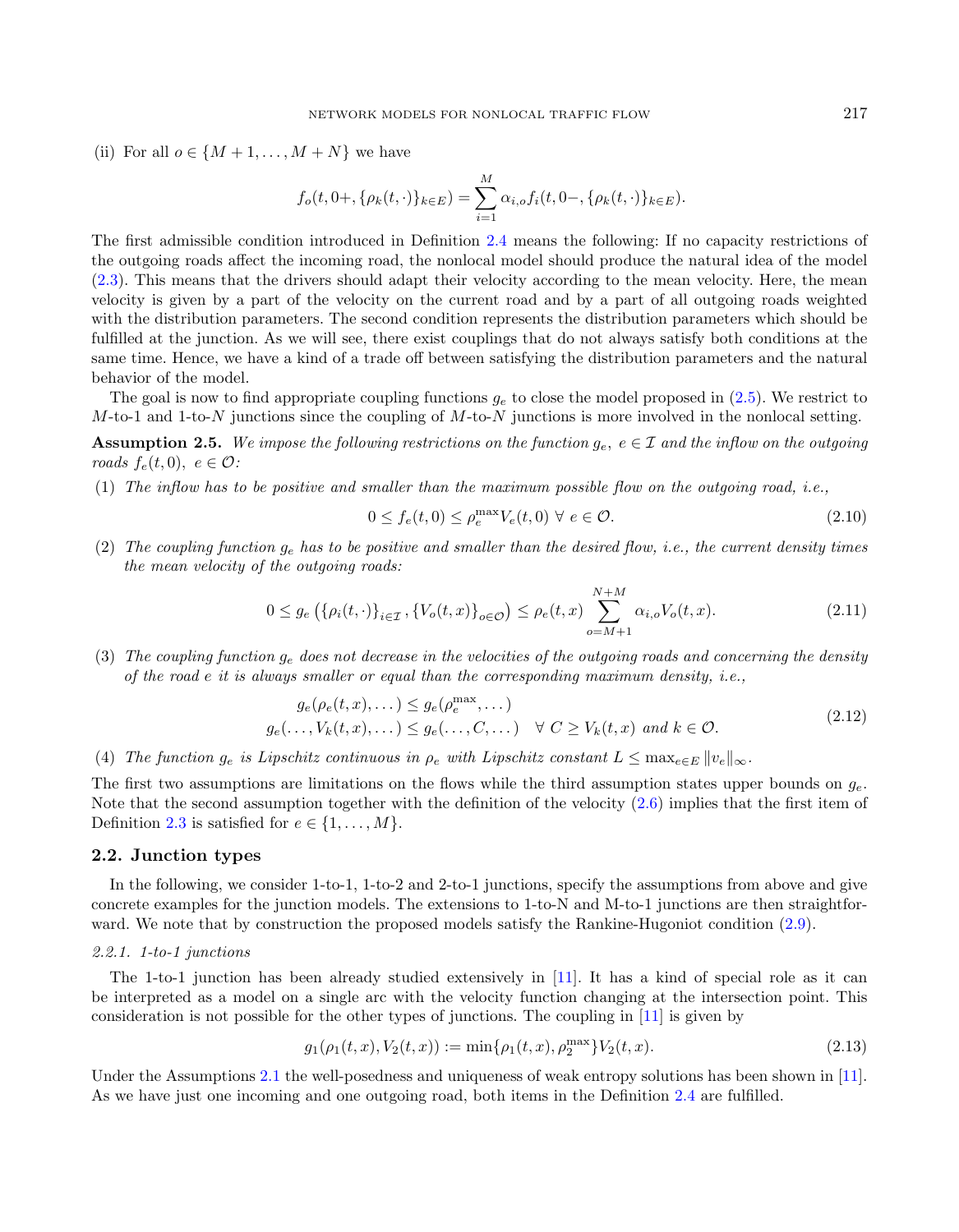(ii) For all $o \in \{M+1,\ldots,M+N\}$ we have

$$f_o(t,0+,\{\rho_k(t,\cdot)\}_{k\in E}) = \sum_{i=1}^{M} \alpha_{i,o} f_i(t,0-,\{\rho_k(t,\cdot)\}_{k\in E}).$$

The first admissible condition introduced in Definition 2.4 means the following: If no capacity restrictions of the outgoing roads affect the incoming road, the nonlocal model should produce the natural idea of the model (2.3). This means that the drivers should adapt their velocity according to the mean velocity. Here, the mean velocity is given by a part of the velocity on the current road and by a part of all outgoing roads weighted with the distribution parameters. The second condition represents the distribution parameters which should be fulfilled at the junction. As we will see, there exist couplings that do not always satisfy both conditions at the same time. Hence, we have a kind of a trade off between satisfying the distribution parameters and the natural behavior of the model.

The goal is now to find appropriate coupling functions $g_e$ to close the model proposed in (2.5). We restrict to $M$-to-1 and 1-to-$N$ junctions since the coupling of $M$-to-$N$ junctions is more involved in the nonlocal setting.

**Assumption 2.5.** *We impose the following restrictions on the function $g_e,\ e\in\mathcal{I}$ and the inflow on the outgoing roads $f_e(t,0),\ e\in\mathcal{O}$:*

(1) *The inflow has to be positive and smaller than the maximum possible flow on the outgoing road, i.e.,*

$$0 \le f_e(t,0) \le \rho_e^{\max} V_e(t,0)\ \forall\ e\in\mathcal{O}. \tag{2.10}$$

(2) *The coupling function $g_e$ has to be positive and smaller than the desired flow, i.e., the current density times the mean velocity of the outgoing roads:*

$$0 \le g_e\left(\{\rho_i(t,\cdot)\}_{i\in\mathcal{I}}, \{V_o(t,x)\}_{o\in\mathcal{O}}\right) \le \rho_e(t,x) \sum_{o=M+1}^{N+M} \alpha_{i,o} V_o(t,x). \tag{2.11}$$

(3) *The coupling function $g_e$ does not decrease in the velocities of the outgoing roads and concerning the density of the road $e$ it is always smaller or equal than the corresponding maximum density, i.e.,*

$$\begin{aligned} g_e(\rho_e(t,x),\ldots) &\le g_e(\rho_e^{\max},\ldots) \\ g_e(\ldots,V_k(t,x),\ldots) &\le g_e(\ldots,C,\ldots) \quad \forall\ C \ge V_k(t,x) \text{ and } k\in\mathcal{O}. \end{aligned} \tag{2.12}$$

(4) *The function $g_e$ is Lipschitz continuous in $\rho_e$ with Lipschitz constant $L \le \max_{e\in E} \|v_e\|_\infty$.*

The first two assumptions are limitations on the flows while the third assumption states upper bounds on $g_e$. Note that the second assumption together with the definition of the velocity (2.6) implies that the first item of Definition 2.3 is satisfied for $e\in\{1,\ldots,M\}$.

## 2.2. Junction types

In the following, we consider 1-to-1, 1-to-2 and 2-to-1 junctions, specify the assumptions from above and give concrete examples for the junction models. The extensions to 1-to-N and M-to-1 junctions are then straightforward. We note that by construction the proposed models satisfy the Rankine-Hugoniot condition (2.9).

### *2.2.1. 1-to-1 junctions*

The 1-to-1 junction has been already studied extensively in [11]. It has a kind of special role as it can be interpreted as a model on a single arc with the velocity function changing at the intersection point. This consideration is not possible for the other types of junctions. The coupling in [11] is given by

$$g_1(\rho_1(t,x), V_2(t,x)) := \min\{\rho_1(t,x), \rho_2^{\max}\} V_2(t,x). \tag{2.13}$$

Under the Assumptions 2.1 the well-posedness and uniqueness of weak entropy solutions has been shown in [11]. As we have just one incoming and one outgoing road, both items in the Definition 2.4 are fulfilled.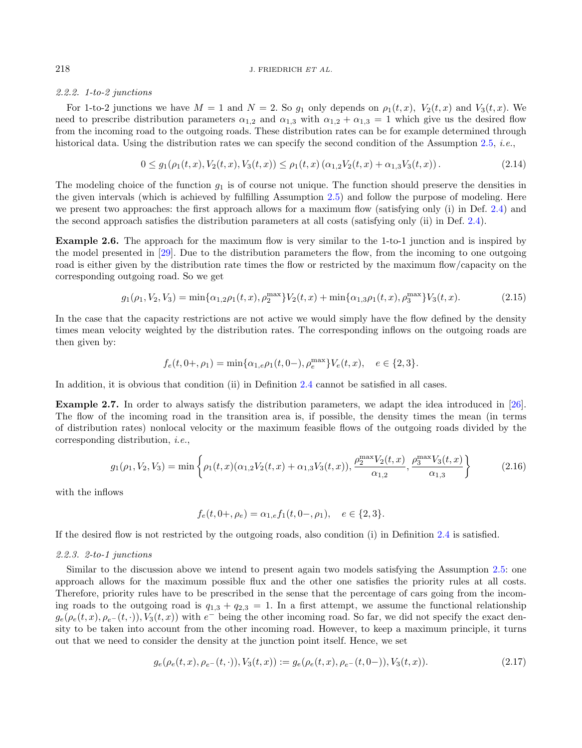#### 2.2.2. 1-to-2 junctions

For 1-to-2 junctions we have $M = 1$ and $N = 2$. So $g_1$ only depends on $\rho_1(t,x)$, $V_2(t,x)$ and $V_3(t,x)$. We need to prescribe distribution parameters $\alpha_{1,2}$ and $\alpha_{1,3}$ with $\alpha_{1,2} + \alpha_{1,3} = 1$ which give us the desired flow from the incoming road to the outgoing roads. These distribution rates can be for example determined through historical data. Using the distribution rates we can specify the second condition of the Assumption 2.5, *i.e.*,

$$0 \leq g_1(\rho_1(t,x), V_2(t,x), V_3(t,x)) \leq \rho_1(t,x)\left(\alpha_{1,2}V_2(t,x) + \alpha_{1,3}V_3(t,x)\right). \tag{2.14}$$

The modeling choice of the function $g_1$ is of course not unique. The function should preserve the densities in the given intervals (which is achieved by fulfilling Assumption 2.5) and follow the purpose of modeling. Here we present two approaches: the first approach allows for a maximum flow (satisfying only (i) in Def. 2.4) and the second approach satisfies the distribution parameters at all costs (satisfying only (ii) in Def. 2.4).

**Example 2.6.** The approach for the maximum flow is very similar to the 1-to-1 junction and is inspired by the model presented in [29]. Due to the distribution parameters the flow, from the incoming to one outgoing road is either given by the distribution rate times the flow or restricted by the maximum flow/capacity on the corresponding outgoing road. So we get

$$g_1(\rho_1, V_2, V_3) = \min\{\alpha_{1,2}\rho_1(t,x), \rho_2^{\max}\}V_2(t,x) + \min\{\alpha_{1,3}\rho_1(t,x), \rho_3^{\max}\}V_3(t,x). \tag{2.15}$$

In the case that the capacity restrictions are not active we would simply have the flow defined by the density times mean velocity weighted by the distribution rates. The corresponding inflows on the outgoing roads are then given by:

$$f_e(t, 0+, \rho_1) = \min\{\alpha_{1,e}\rho_1(t,0-), \rho_e^{\max}\}V_e(t,x), \quad e \in \{2,3\}.$$

In addition, it is obvious that condition (ii) in Definition 2.4 cannot be satisfied in all cases.

**Example 2.7.** In order to always satisfy the distribution parameters, we adapt the idea introduced in [26]. The flow of the incoming road in the transition area is, if possible, the density times the mean (in terms of distribution rates) nonlocal velocity or the maximum feasible flows of the outgoing roads divided by the corresponding distribution, *i.e.*,

$$g_1(\rho_1, V_2, V_3) = \min\left\{\rho_1(t,x)(\alpha_{1,2}V_2(t,x) + \alpha_{1,3}V_3(t,x)), \frac{\rho_2^{\max}V_2(t,x)}{\alpha_{1,2}}, \frac{\rho_3^{\max}V_3(t,x)}{\alpha_{1,3}}\right\} \tag{2.16}$$

with the inflows

$$f_e(t, 0+, \rho_e) = \alpha_{1,e}f_1(t, 0-, \rho_1), \quad e \in \{2,3\}.$$

If the desired flow is not restricted by the outgoing roads, also condition (i) in Definition 2.4 is satisfied.

#### 2.2.3. 2-to-1 junctions

Similar to the discussion above we intend to present again two models satisfying the Assumption 2.5: one approach allows for the maximum possible flux and the other one satisfies the priority rules at all costs. Therefore, priority rules have to be prescribed in the sense that the percentage of cars going from the incoming roads to the outgoing road is $q_{1,3} + q_{2,3} = 1$. In a first attempt, we assume the functional relationship $g_e(\rho_e(t,x), \rho_{e^-}(t,\cdot)), V_3(t,x))$ with $e^-$ being the other incoming road. So far, we did not specify the exact density to be taken into account from the other incoming road. However, to keep a maximum principle, it turns out that we need to consider the density at the junction point itself. Hence, we set

$$g_e(\rho_e(t,x), \rho_{e^-}(t,\cdot)), V_3(t,x)) := g_e(\rho_e(t,x), \rho_{e^-}(t,0-)), V_3(t,x)). \tag{2.17}$$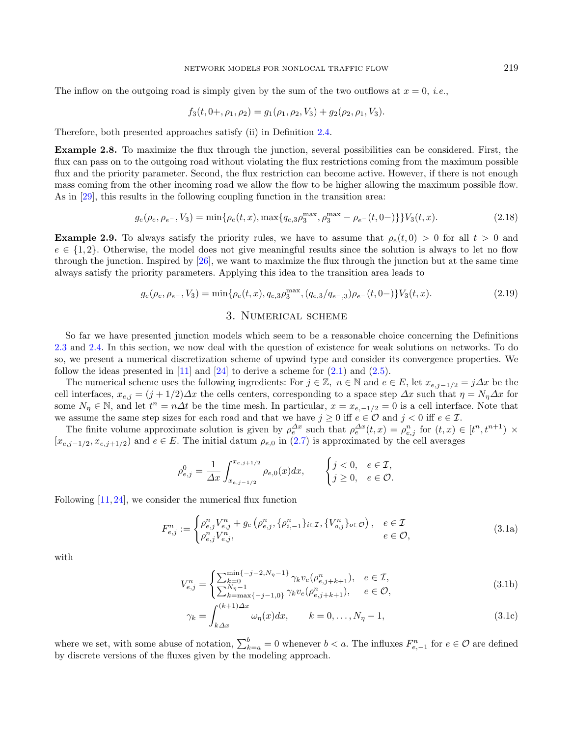The inflow on the outgoing road is simply given by the sum of the two outflows at $x = 0$, *i.e.*,

$$f_3(t, 0+, \rho_1, \rho_2) = g_1(\rho_1, \rho_2, V_3) + g_2(\rho_2, \rho_1, V_3).$$

Therefore, both presented approaches satisfy (ii) in Definition 2.4.

**Example 2.8.** To maximize the flux through the junction, several possibilities can be considered. First, the flux can pass on to the outgoing road without violating the flux restrictions coming from the maximum possible flux and the priority parameter. Second, the flux restriction can become active. However, if there is not enough mass coming from the other incoming road we allow the flow to be higher allowing the maximum possible flow. As in [29], this results in the following coupling function in the transition area:

$$g_e(\rho_e, \rho_{e^-}, V_3) = \min\{\rho_e(t,x), \max\{q_{e,3}\rho_3^{\max}, \rho_3^{\max} - \rho_{e^-}(t, 0-)\}\} V_3(t,x). \tag{2.18}$$

**Example 2.9.** To always satisfy the priority rules, we have to assume that $\rho_e(t, 0) > 0$ for all $t > 0$ and $e \in \{1, 2\}$. Otherwise, the model does not give meaningful results since the solution is always to let no flow through the junction. Inspired by [26], we want to maximize the flux through the junction but at the same time always satisfy the priority parameters. Applying this idea to the transition area leads to

$$g_e(\rho_e, \rho_{e^-}, V_3) = \min\{\rho_e(t,x), q_{e,3}\rho_3^{\max}, (q_{e,3}/q_{e^-,3})\rho_{e^-}(t, 0-)\} V_3(t,x). \tag{2.19}$$

## 3. Numerical scheme

So far we have presented junction models which seem to be a reasonable choice concerning the Definitions 2.3 and 2.4. In this section, we now deal with the question of existence for weak solutions on networks. To do so, we present a numerical discretization scheme of upwind type and consider its convergence properties. We follow the ideas presented in [11] and [24] to derive a scheme for (2.1) and (2.5).

The numerical scheme uses the following ingredients: For $j \in \mathbb{Z}$, $n \in \mathbb{N}$ and $e \in E$, let $x_{e,j-1/2} = j\Delta x$ be the cell interfaces, $x_{e,j} = (j + 1/2)\Delta x$ the cells centers, corresponding to a space step $\Delta x$ such that $\eta = N_\eta \Delta x$ for some $N_\eta \in \mathbb{N}$, and let $t^n = n\Delta t$ be the time mesh. In particular, $x = x_{e,-1/2} = 0$ is a cell interface. Note that we assume the same step sizes for each road and that we have $j \geq 0$ iff $e \in \mathcal{O}$ and $j < 0$ iff $e \in \mathcal{I}$.

The finite volume approximate solution is given by $\rho_e^{\Delta x}$ such that $\rho_e^{\Delta x}(t,x) = \rho_{e,j}^n$ for $(t,x) \in [t^n, t^{n+1}) \times [x_{e,j-1/2}, x_{e,j+1/2})$ and $e \in E$. The initial datum $\rho_{e,0}$ in (2.7) is approximated by the cell averages

$$\rho_{e,j}^0 = \frac{1}{\Delta x}\int_{x_{e,j-1/2}}^{x_{e,j+1/2}} \rho_{e,0}(x)dx, \qquad \begin{cases} j < 0, & e \in \mathcal{I}, \\ j \geq 0, & e \in \mathcal{O}. \end{cases}$$

Following [11, 24], we consider the numerical flux function

$$F_{e,j}^n := \begin{cases} \rho_{e,j}^n V_{e,j}^n + g_e\left(\rho_{e,j}^n, \{\rho_{i,-1}^n\}_{i\in\mathcal{I}}, \{V_{o,j}^n\}_{o\in\mathcal{O}}\right), & e \in \mathcal{I} \\ \rho_{e,j}^n V_{e,j}^n, & e \in \mathcal{O}, \end{cases} \tag{3.1a}$$

with

$$V_{e,j}^n = \begin{cases} \sum_{k=0}^{\min\{-j-2, N_\eta - 1\}} \gamma_k v_e(\rho_{e,j+k+1}^n), & e \in \mathcal{I}, \\ \sum_{k=\max\{-j-1,0\}}^{N_\eta - 1} \gamma_k v_e(\rho_{e,j+k+1}^n), & e \in \mathcal{O}, \end{cases} \tag{3.1b}$$

$$\gamma_k = \int_{k\Delta x}^{(k+1)\Delta x} \omega_\eta(x)dx, \qquad k = 0, \ldots, N_\eta - 1, \tag{3.1c}$$

where we set, with some abuse of notation, $\sum_{k=a}^{b} = 0$ whenever $b < a$. The influxes $F_{e,-1}^n$ for $e \in \mathcal{O}$ are defined by discrete versions of the fluxes given by the modeling approach.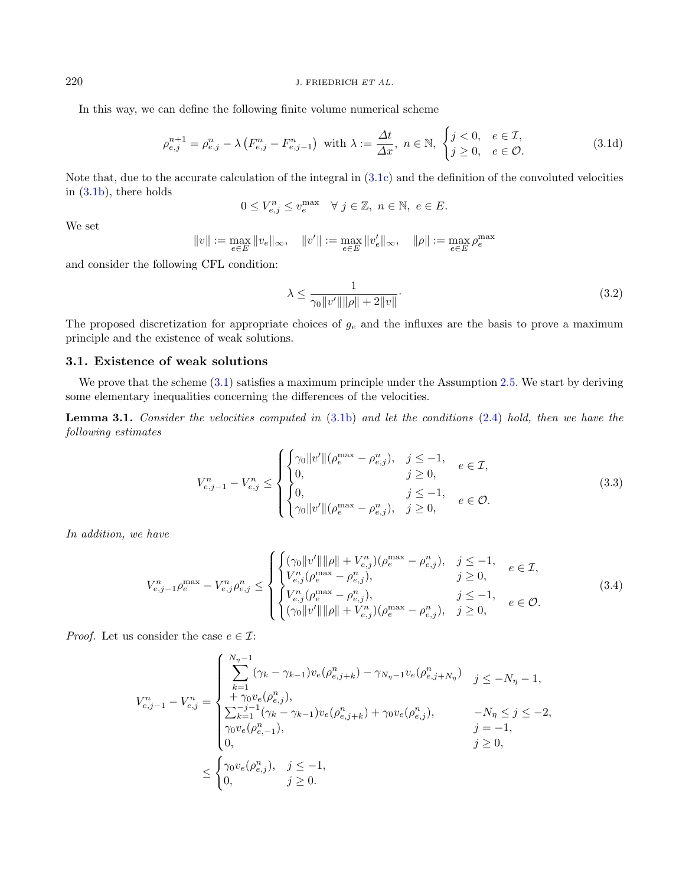In this way, we can define the following finite volume numerical scheme

$$\rho_{e,j}^{n+1} = \rho_{e,j}^n - \lambda \left(F_{e,j}^n - F_{e,j-1}^n\right) \text{ with } \lambda := \frac{\Delta t}{\Delta x},\ n \in \mathbb{N},\ \begin{cases} j < 0, & e \in \mathcal{I}, \\ j \geq 0, & e \in \mathcal{O}. \end{cases} \tag{3.1d}$$

Note that, due to the accurate calculation of the integral in (3.1c) and the definition of the convoluted velocities in (3.1b), there holds

$$0 \leq V_{e,j}^n \leq v_e^{\max} \quad \forall\ j \in \mathbb{Z},\ n \in \mathbb{N},\ e \in E.$$

We set

$$\|v\| := \max_{e \in E} \|v_e\|_\infty, \quad \|v'\| := \max_{e \in E} \|v_e'\|_\infty, \quad \|\rho\| := \max_{e \in E} \rho_e^{\max}$$

and consider the following CFL condition:

$$\lambda \leq \frac{1}{\gamma_0 \|v'\| \|\rho\| + 2\|v\|}. \tag{3.2}$$

The proposed discretization for appropriate choices of $g_e$ and the influxes are the basis to prove a maximum principle and the existence of weak solutions.

### 3.1. Existence of weak solutions

We prove that the scheme (3.1) satisfies a maximum principle under the Assumption 2.5. We start by deriving some elementary inequalities concerning the differences of the velocities.

**Lemma 3.1.** *Consider the velocities computed in* (3.1b) *and let the conditions* (2.4) *hold, then we have the following estimates*

$$V_{e,j-1}^n - V_{e,j}^n \leq \begin{cases} \begin{cases} \gamma_0 \|v'\| (\rho_e^{\max} - \rho_{e,j}^n), & j \leq -1, \\ 0, & j \geq 0, \end{cases} & e \in \mathcal{I}, \\ \begin{cases} 0, & j \leq -1, \\ \gamma_0 \|v'\| (\rho_e^{\max} - \rho_{e,j}^n), & j \geq 0, \end{cases} & e \in \mathcal{O}. \end{cases} \tag{3.3}$$

*In addition, we have*

$$V_{e,j-1}^n \rho_e^{\max} - V_{e,j}^n \rho_{e,j}^n \leq \begin{cases} \begin{cases} (\gamma_0 \|v'\| \|\rho\| + V_{e,j}^n)(\rho_e^{\max} - \rho_{e,j}^n), & j \leq -1, \\ V_{e,j}^n (\rho_e^{\max} - \rho_{e,j}^n), & j \geq 0, \end{cases} & e \in \mathcal{I}, \\ \begin{cases} V_{e,j}^n (\rho_e^{\max} - \rho_{e,j}^n), & j \leq -1, \\ (\gamma_0 \|v'\| \|\rho\| + V_{e,j}^n)(\rho_e^{\max} - \rho_{e,j}^n), & j \geq 0, \end{cases} & e \in \mathcal{O}. \end{cases} \tag{3.4}$$

*Proof.* Let us consider the case $e \in \mathcal{I}$:

$$\begin{aligned} V_{e,j-1}^n - V_{e,j}^n &= \begin{cases} \sum_{k=1}^{N_\eta - 1} (\gamma_k - \gamma_{k-1}) v_e(\rho_{e,j+k}^n) - \gamma_{N_\eta - 1} v_e(\rho_{e,j+N_\eta}^n) & j \leq -N_\eta - 1, \\ \quad + \gamma_0 v_e(\rho_{e,j}^n), & \\ \sum_{k=1}^{-j-1} (\gamma_k - \gamma_{k-1}) v_e(\rho_{e,j+k}^n) + \gamma_0 v_e(\rho_{e,j}^n), & -N_\eta \leq j \leq -2, \\ \gamma_0 v_e(\rho_{e,-1}^n), & j = -1, \\ 0, & j \geq 0, \end{cases} \\ &\leq \begin{cases} \gamma_0 v_e(\rho_{e,j}^n), & j \leq -1, \\ 0, & j \geq 0. \end{cases} \end{aligned}$$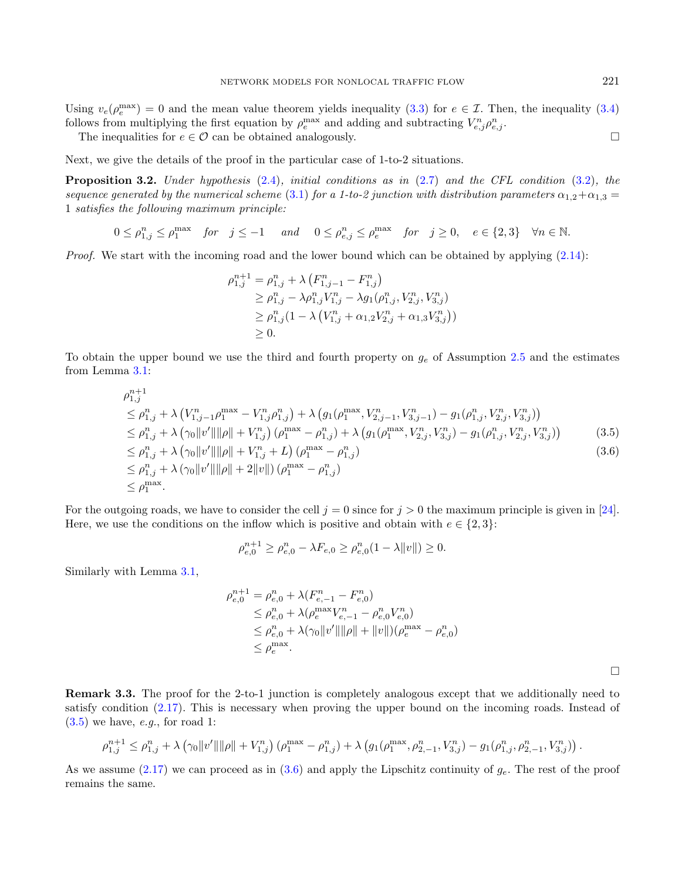Using $v_e(\rho_e^{\max}) = 0$ and the mean value theorem yields inequality (3.3) for $e \in \mathcal{I}$. Then, the inequality (3.4) follows from multiplying the first equation by $\rho_e^{\max}$ and adding and subtracting $V_{e,j}^n \rho_{e,j}^n$.

The inequalities for $e \in \mathcal{O}$ can be obtained analogously. $\square$

Next, we give the details of the proof in the particular case of 1-to-2 situations.

**Proposition 3.2.** *Under hypothesis (2.4), initial conditions as in (2.7) and the CFL condition (3.2), the sequence generated by the numerical scheme (3.1) for a 1-to-2 junction with distribution parameters $\alpha_{1,2} + \alpha_{1,3} = 1$ satisfies the following maximum principle:*

$$0 \leq \rho_{1,j}^n \leq \rho_1^{\max} \quad \text{for} \quad j \leq -1 \qquad \text{and} \qquad 0 \leq \rho_{e,j}^n \leq \rho_e^{\max} \quad \text{for} \quad j \geq 0, \quad e \in \{2,3\} \quad \forall n \in \mathbb{N}.$$

*Proof.* We start with the incoming road and the lower bound which can be obtained by applying (2.14):

$$\begin{aligned}
\rho_{1,j}^{n+1} &= \rho_{1,j}^n + \lambda \left(F_{1,j-1}^n - F_{1,j}^n\right) \\
&\geq \rho_{1,j}^n - \lambda \rho_{1,j}^n V_{1,j}^n - \lambda g_1(\rho_{1,j}^n, V_{2,j}^n, V_{3,j}^n) \\
&\geq \rho_{1,j}^n (1 - \lambda \left(V_{1,j}^n + \alpha_{1,2} V_{2,j}^n + \alpha_{1,3} V_{3,j}^n\right)) \\
&\geq 0.
\end{aligned}$$

To obtain the upper bound we use the third and fourth property on $g_e$ of Assumption 2.5 and the estimates from Lemma 3.1:

$$\begin{aligned}
&\rho_{1,j}^{n+1} \\
&\leq \rho_{1,j}^n + \lambda \left(V_{1,j-1}^n \rho_1^{\max} - V_{1,j}^n \rho_{1,j}^n\right) + \lambda \left(g_1(\rho_1^{\max}, V_{2,j-1}^n, V_{3,j-1}^n) - g_1(\rho_{1,j}^n, V_{2,j}^n, V_{3,j}^n)\right) \\
&\leq \rho_{1,j}^n + \lambda \left(\gamma_0 \|v'\| \|\rho\| + V_{1,j}^n\right) \left(\rho_1^{\max} - \rho_{1,j}^n\right) + \lambda \left(g_1(\rho_1^{\max}, V_{2,j}^n, V_{3,j}^n) - g_1(\rho_{1,j}^n, V_{2,j}^n, V_{3,j}^n)\right) \qquad (3.5) \\
&\leq \rho_{1,j}^n + \lambda \left(\gamma_0 \|v'\| \|\rho\| + V_{1,j}^n + L\right) \left(\rho_1^{\max} - \rho_{1,j}^n\right) \qquad (3.6) \\
&\leq \rho_{1,j}^n + \lambda \left(\gamma_0 \|v'\| \|\rho\| + 2\|v\|\right) \left(\rho_1^{\max} - \rho_{1,j}^n\right) \\
&\leq \rho_1^{\max}.
\end{aligned}$$

For the outgoing roads, we have to consider the cell $j = 0$ since for $j > 0$ the maximum principle is given in [24]. Here, we use the conditions on the inflow which is positive and obtain with $e \in \{2,3\}$:

$$\rho_{e,0}^{n+1} \geq \rho_{e,0}^n - \lambda F_{e,0} \geq \rho_{e,0}^n (1 - \lambda \|v\|) \geq 0.$$

Similarly with Lemma 3.1,

$$\begin{aligned}
\rho_{e,0}^{n+1} &= \rho_{e,0}^n + \lambda (F_{e,-1}^n - F_{e,0}^n) \\
&\leq \rho_{e,0}^n + \lambda (\rho_e^{\max} V_{e,-1}^n - \rho_{e,0}^n V_{e,0}^n) \\
&\leq \rho_{e,0}^n + \lambda (\gamma_0 \|v'\| \|\rho\| + \|v\|)(\rho_e^{\max} - \rho_{e,0}^n) \\
&\leq \rho_e^{\max}.
\end{aligned}$$

$\square$

**Remark 3.3.** The proof for the 2-to-1 junction is completely analogous except that we additionally need to satisfy condition (2.17). This is necessary when proving the upper bound on the incoming roads. Instead of (3.5) we have, *e.g.*, for road 1:

$$\rho_{1,j}^{n+1} \leq \rho_{1,j}^n + \lambda \left(\gamma_0 \|v'\| \|\rho\| + V_{1,j}^n\right) \left(\rho_1^{\max} - \rho_{1,j}^n\right) + \lambda \left(g_1(\rho_1^{\max}, \rho_{2,-1}^n, V_{3,j}^n) - g_1(\rho_{1,j}^n, \rho_{2,-1}^n, V_{3,j}^n)\right).$$

As we assume (2.17) we can proceed as in (3.6) and apply the Lipschitz continuity of $g_e$. The rest of the proof remains the same.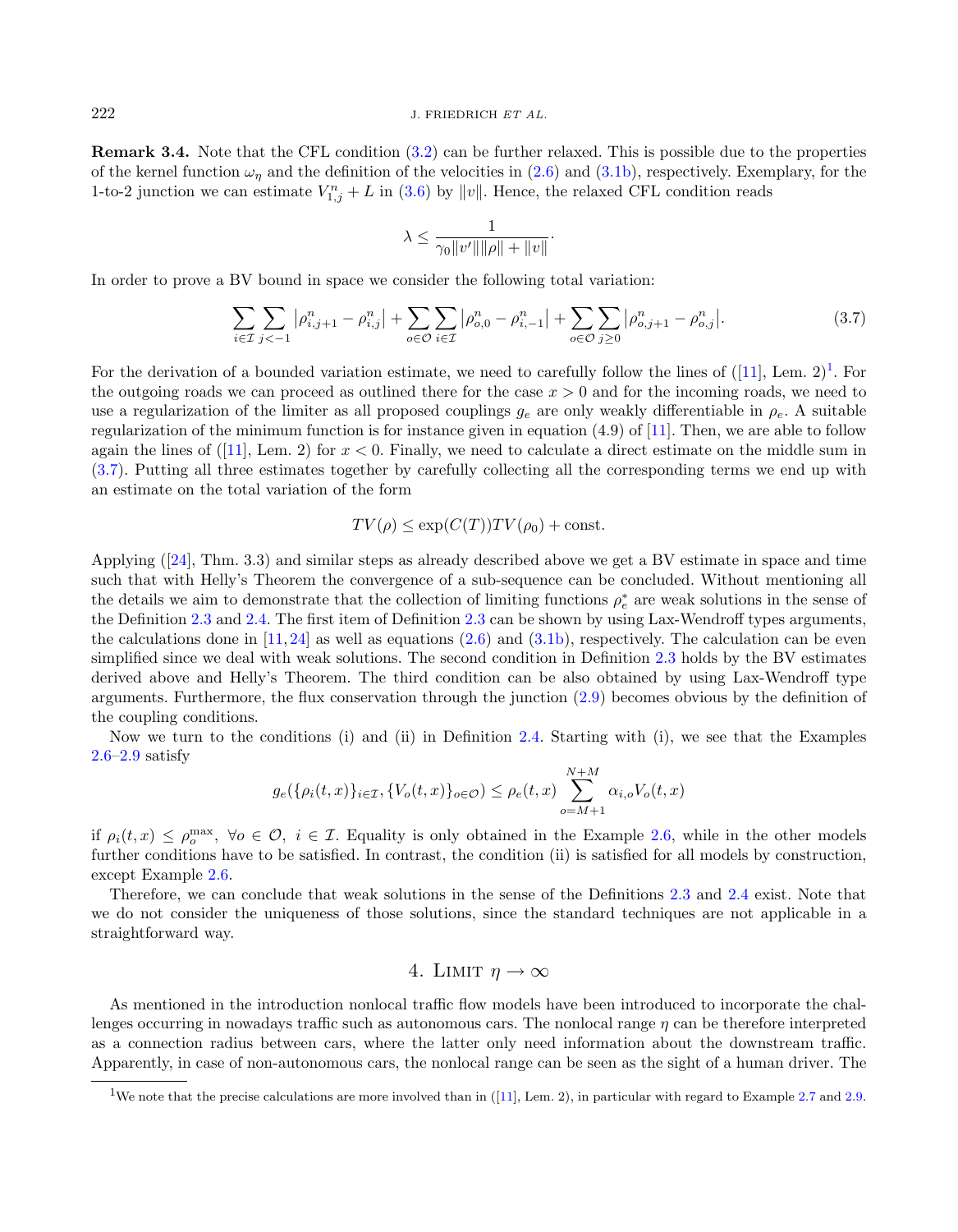**Remark 3.4.** Note that the CFL condition (3.2) can be further relaxed. This is possible due to the properties of the kernel function $\omega_\eta$ and the definition of the velocities in (2.6) and (3.1b), respectively. Exemplary, for the 1-to-2 junction we can estimate $V_{1,j}^n + L$ in (3.6) by $\|v\|$. Hence, the relaxed CFL condition reads

$$\lambda \leq \frac{1}{\gamma_0 \|v'\| \|\rho\| + \|v\|}.$$

In order to prove a BV bound in space we consider the following total variation:

$$\sum_{i\in\mathcal{I}} \sum_{j<-1} \left|\rho_{i,j+1}^n - \rho_{i,j}^n\right| + \sum_{o\in\mathcal{O}} \sum_{i\in\mathcal{I}} \left|\rho_{o,0}^n - \rho_{i,-1}^n\right| + \sum_{o\in\mathcal{O}} \sum_{j\geq 0} \left|\rho_{o,j+1}^n - \rho_{o,j}^n\right|. \tag{3.7}$$

For the derivation of a bounded variation estimate, we need to carefully follow the lines of ([11], Lem. 2)[1]. For the outgoing roads we can proceed as outlined there for the case $x > 0$ and for the incoming roads, we need to use a regularization of the limiter as all proposed couplings $g_e$ are only weakly differentiable in $\rho_e$. A suitable regularization of the minimum function is for instance given in equation (4.9) of [11]. Then, we are able to follow again the lines of ([11], Lem. 2) for $x < 0$. Finally, we need to calculate a direct estimate on the middle sum in (3.7). Putting all three estimates together by carefully collecting all the corresponding terms we end up with an estimate on the total variation of the form

$$TV(\rho) \leq \exp(C(T)) TV(\rho_0) + \text{const}.$$

Applying ([24], Thm. 3.3) and similar steps as already described above we get a BV estimate in space and time such that with Helly's Theorem the convergence of a sub-sequence can be concluded. Without mentioning all the details we aim to demonstrate that the collection of limiting functions $\rho_e^*$ are weak solutions in the sense of the Definition 2.3 and 2.4. The first item of Definition 2.3 can be shown by using Lax-Wendroff types arguments, the calculations done in [11, 24] as well as equations (2.6) and (3.1b), respectively. The calculation can be even simplified since we deal with weak solutions. The second condition in Definition 2.3 holds by the BV estimates derived above and Helly's Theorem. The third condition can be also obtained by using Lax-Wendroff type arguments. Furthermore, the flux conservation through the junction (2.9) becomes obvious by the definition of the coupling conditions.

Now we turn to the conditions (i) and (ii) in Definition 2.4. Starting with (i), we see that the Examples 2.6–2.9 satisfy

$$g_e(\{\rho_i(t,x)\}_{i\in\mathcal{I}}, \{V_o(t,x)\}_{o\in\mathcal{O}}) \leq \rho_e(t,x) \sum_{o=M+1}^{N+M} \alpha_{i,o} V_o(t,x)$$

if $\rho_i(t,x) \leq \rho_o^{\max}$, $\forall o \in \mathcal{O}$, $i \in \mathcal{I}$. Equality is only obtained in the Example 2.6, while in the other models further conditions have to be satisfied. In contrast, the condition (ii) is satisfied for all models by construction, except Example 2.6.

Therefore, we can conclude that weak solutions in the sense of the Definitions 2.3 and 2.4 exist. Note that we do not consider the uniqueness of those solutions, since the standard techniques are not applicable in a straightforward way.

## 4. Limit $\eta \to \infty$

As mentioned in the introduction nonlocal traffic flow models have been introduced to incorporate the challenges occurring in nowadays traffic such as autonomous cars. The nonlocal range $\eta$ can be therefore interpreted as a connection radius between cars, where the latter only need information about the downstream traffic. Apparently, in case of non-autonomous cars, the nonlocal range can be seen as the sight of a human driver. The

[1]We note that the precise calculations are more involved than in ([11], Lem. 2), in particular with regard to Example 2.7 and 2.9.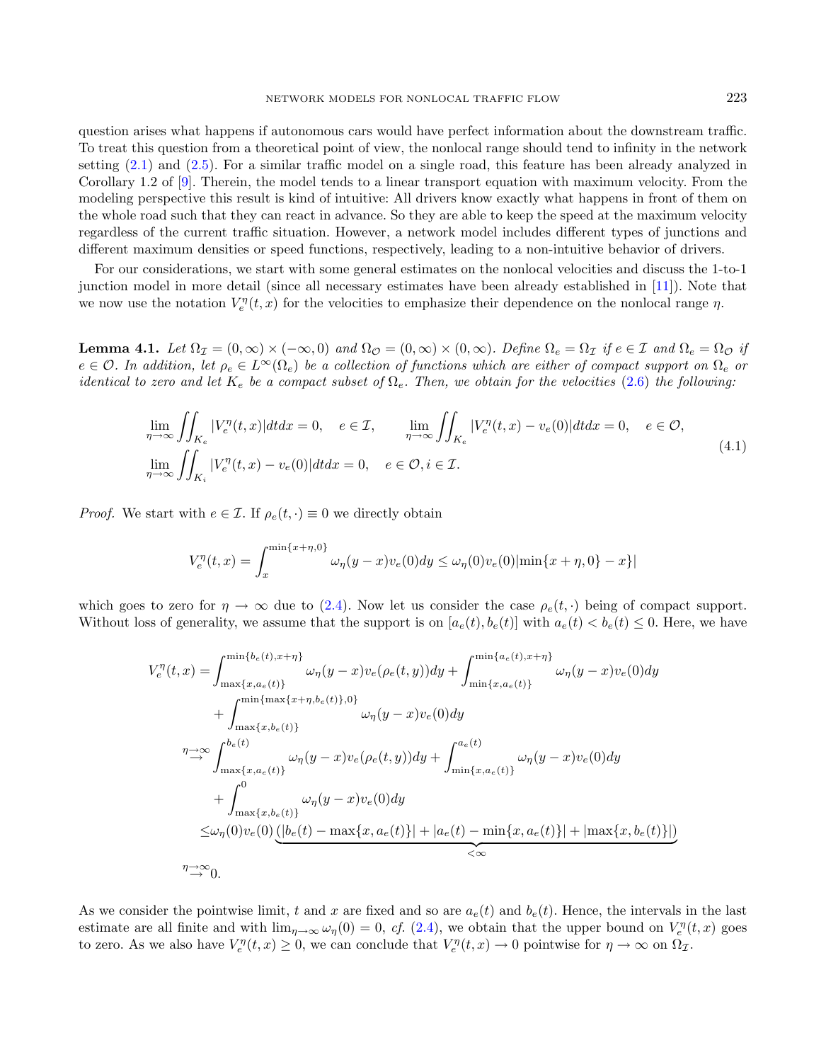question arises what happens if autonomous cars would have perfect information about the downstream traffic. To treat this question from a theoretical point of view, the nonlocal range should tend to infinity in the network setting (2.1) and (2.5). For a similar traffic model on a single road, this feature has been already analyzed in Corollary 1.2 of [9]. Therein, the model tends to a linear transport equation with maximum velocity. From the modeling perspective this result is kind of intuitive: All drivers know exactly what happens in front of them on the whole road such that they can react in advance. So they are able to keep the speed at the maximum velocity regardless of the current traffic situation. However, a network model includes different types of junctions and different maximum densities or speed functions, respectively, leading to a non-intuitive behavior of drivers.

For our considerations, we start with some general estimates on the nonlocal velocities and discuss the 1-to-1 junction model in more detail (since all necessary estimates have been already established in [11]). Note that we now use the notation $V_e^\eta(t,x)$ for the velocities to emphasize their dependence on the nonlocal range $\eta$.

**Lemma 4.1.** *Let $\Omega_{\mathcal{I}} = (0,\infty)\times(-\infty,0)$ and $\Omega_{\mathcal{O}} = (0,\infty)\times(0,\infty)$. Define $\Omega_e = \Omega_{\mathcal{I}}$ if $e \in \mathcal{I}$ and $\Omega_e = \Omega_{\mathcal{O}}$ if $e \in \mathcal{O}$. In addition, let $\rho_e \in L^\infty(\Omega_e)$ be a collection of functions which are either of compact support on $\Omega_e$ or identical to zero and let $K_e$ be a compact subset of $\Omega_e$. Then, we obtain for the velocities (2.6) the following:*

$$
\begin{aligned}
&\lim_{\eta\to\infty}\iint_{K_e} |V_e^\eta(t,x)|dtdx = 0, \quad e\in\mathcal{I}, \qquad \lim_{\eta\to\infty}\iint_{K_e} |V_e^\eta(t,x)-v_e(0)|dtdx = 0, \quad e\in\mathcal{O},\\
&\lim_{\eta\to\infty}\iint_{K_i} |V_e^\eta(t,x)-v_e(0)|dtdx = 0, \quad e\in\mathcal{O}, i\in\mathcal{I}.
\end{aligned}
\tag{4.1}
$$

*Proof.* We start with $e\in\mathcal{I}$. If $\rho_e(t,\cdot)\equiv 0$ we directly obtain

$$
V_e^\eta(t,x) = \int_x^{\min\{x+\eta,0\}} \omega_\eta(y-x)v_e(0)dy \le \omega_\eta(0)v_e(0)|\min\{x+\eta,0\}-x|
$$

which goes to zero for $\eta\to\infty$ due to (2.4). Now let us consider the case $\rho_e(t,\cdot)$ being of compact support. Without loss of generality, we assume that the support is on $[a_e(t),b_e(t)]$ with $a_e(t)<b_e(t)\le 0$. Here, we have

$$
\begin{aligned}
V_e^\eta(t,x) =& \int_{\max\{x,a_e(t)\}}^{\min\{b_e(t),x+\eta\}} \omega_\eta(y-x)v_e(\rho_e(t,y))dy + \int_{\min\{x,a_e(t)\}}^{\min\{a_e(t),x+\eta\}} \omega_\eta(y-x)v_e(0)dy\\
&+ \int_{\max\{x,b_e(t)\}}^{\min\{\max\{x+\eta,b_e(t)\},0\}} \omega_\eta(y-x)v_e(0)dy\\
\overset{\eta\to\infty}{\to}& \int_{\max\{x,a_e(t)\}}^{b_e(t)} \omega_\eta(y-x)v_e(\rho_e(t,y))dy + \int_{\min\{x,a_e(t)\}}^{a_e(t)} \omega_\eta(y-x)v_e(0)dy\\
&+ \int_{\max\{x,b_e(t)\}}^{0} \omega_\eta(y-x)v_e(0)dy\\
\le& \omega_\eta(0)v_e(0)\underbrace{\left(|b_e(t)-\max\{x,a_e(t)\}| + |a_e(t)-\min\{x,a_e(t)\}| + |\max\{x,b_e(t)\}|\right)}_{<\infty}\\
\overset{\eta\to\infty}{\to}& 0.
\end{aligned}
$$

As we consider the pointwise limit, $t$ and $x$ are fixed and so are $a_e(t)$ and $b_e(t)$. Hence, the intervals in the last estimate are all finite and with $\lim_{\eta\to\infty}\omega_\eta(0)=0$, *cf.* (2.4), we obtain that the upper bound on $V_e^\eta(t,x)$ goes to zero. As we also have $V_e^\eta(t,x)\ge 0$, we can conclude that $V_e^\eta(t,x)\to 0$ pointwise for $\eta\to\infty$ on $\Omega_{\mathcal{I}}$.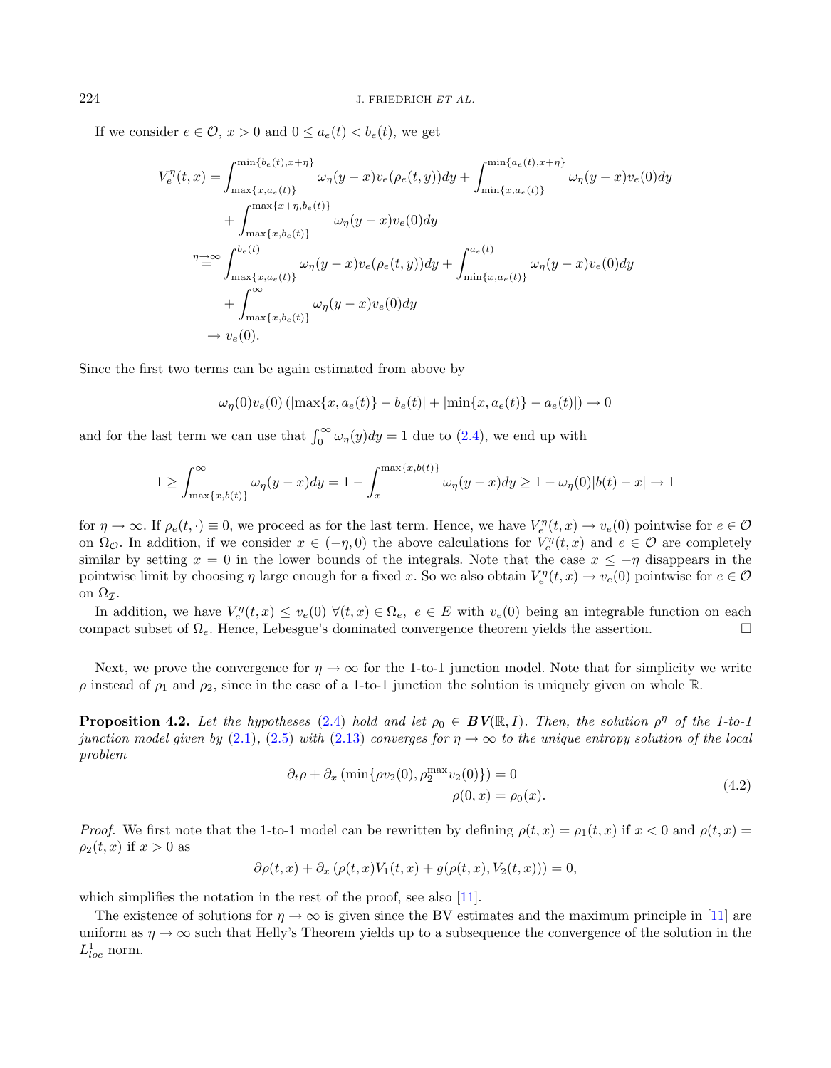If we consider $e \in \mathcal{O}$, $x > 0$ and $0 \leq a_e(t) < b_e(t)$, we get

$$
\begin{aligned}
V_e^\eta(t,x) &= \int_{\max\{x,a_e(t)\}}^{\min\{b_e(t),x+\eta\}} \omega_\eta(y-x) v_e(\rho_e(t,y)) dy + \int_{\min\{x,a_e(t)\}}^{\min\{a_e(t),x+\eta\}} \omega_\eta(y-x) v_e(0) dy \\
&\quad + \int_{\max\{x,b_e(t)\}}^{\max\{x+\eta,b_e(t)\}} \omega_\eta(y-x) v_e(0) dy \\
&\overset{\eta\to\infty}{=} \int_{\max\{x,a_e(t)\}}^{b_e(t)} \omega_\eta(y-x) v_e(\rho_e(t,y)) dy + \int_{\min\{x,a_e(t)\}}^{a_e(t)} \omega_\eta(y-x) v_e(0) dy \\
&\quad + \int_{\max\{x,b_e(t)\}}^{\infty} \omega_\eta(y-x) v_e(0) dy \\
&\to v_e(0).
\end{aligned}
$$

Since the first two terms can be again estimated from above by

$$
\omega_\eta(0) v_e(0) \left( |\max\{x, a_e(t)\} - b_e(t)| + |\min\{x, a_e(t)\} - a_e(t)| \right) \to 0
$$

and for the last term we can use that $\int_0^\infty \omega_\eta(y) dy = 1$ due to (2.4), we end up with

$$
1 \geq \int_{\max\{x,b(t)\}}^{\infty} \omega_\eta(y-x) dy = 1 - \int_x^{\max\{x,b(t)\}} \omega_\eta(y-x) dy \geq 1 - \omega_\eta(0)|b(t) - x| \to 1
$$

for $\eta \to \infty$. If $\rho_e(t,\cdot) \equiv 0$, we proceed as for the last term. Hence, we have $V_e^\eta(t,x) \to v_e(0)$ pointwise for $e \in \mathcal{O}$ on $\Omega_{\mathcal{O}}$. In addition, if we consider $x \in (-\eta, 0)$ the above calculations for $V_e^\eta(t,x)$ and $e \in \mathcal{O}$ are completely similar by setting $x = 0$ in the lower bounds of the integrals. Note that the case $x \leq -\eta$ disappears in the pointwise limit by choosing $\eta$ large enough for a fixed $x$. So we also obtain $V_e^\eta(t,x) \to v_e(0)$ pointwise for $e \in \mathcal{O}$ on $\Omega_{\mathcal{I}}$.

In addition, we have $V_e^\eta(t,x) \leq v_e(0)$ $\forall (t,x) \in \Omega_e$, $e \in E$ with $v_e(0)$ being an integrable function on each compact subset of $\Omega_e$. Hence, Lebesgue's dominated convergence theorem yields the assertion. $\square$

Next, we prove the convergence for $\eta \to \infty$ for the 1-to-1 junction model. Note that for simplicity we write $\rho$ instead of $\rho_1$ and $\rho_2$, since in the case of a 1-to-1 junction the solution is uniquely given on whole $\mathbb{R}$.

**Proposition 4.2.** *Let the hypotheses* (2.4) *hold and let* $\rho_0 \in \boldsymbol{BV}(\mathbb{R}, I)$. *Then, the solution* $\rho^\eta$ *of the 1-to-1 junction model given by* (2.1), (2.5) *with* (2.13) *converges for* $\eta \to \infty$ *to the unique entropy solution of the local problem*

$$
\begin{aligned}
\partial_t \rho + \partial_x \left( \min\{\rho v_2(0), \rho_2^{\max} v_2(0)\} \right) &= 0 \\
\rho(0,x) &= \rho_0(x).
\end{aligned}
\tag{4.2}
$$

*Proof.* We first note that the 1-to-1 model can be rewritten by defining $\rho(t,x) = \rho_1(t,x)$ if $x < 0$ and $\rho(t,x) = \rho_2(t,x)$ if $x > 0$ as

$$
\partial \rho(t,x) + \partial_x \left( \rho(t,x) V_1(t,x) + g(\rho(t,x), V_2(t,x)) \right) = 0,
$$

which simplifies the notation in the rest of the proof, see also [11].

The existence of solutions for $\eta \to \infty$ is given since the BV estimates and the maximum principle in [11] are uniform as $\eta \to \infty$ such that Helly's Theorem yields up to a subsequence the convergence of the solution in the $L^1_{loc}$ norm.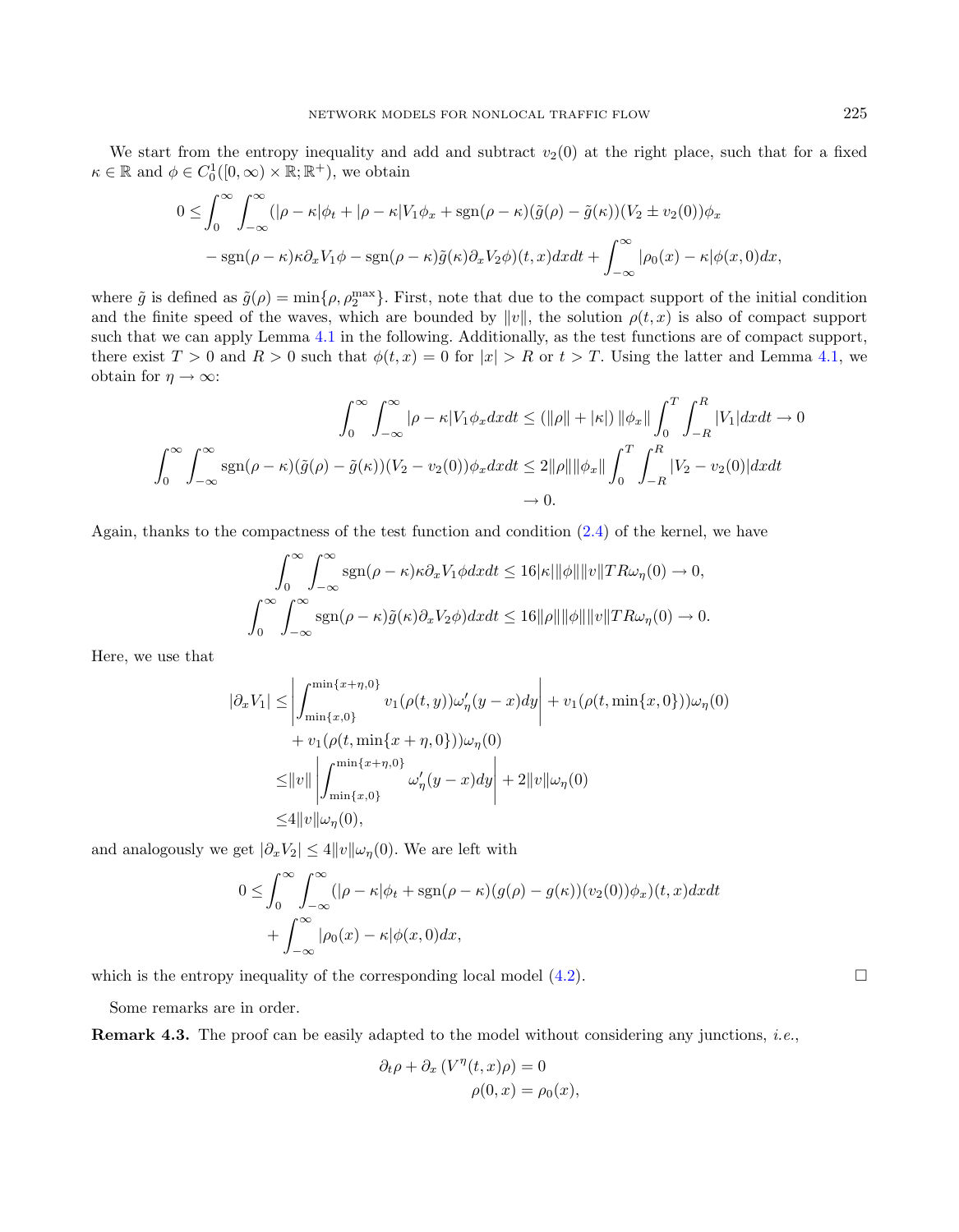We start from the entropy inequality and add and subtract $v_2(0)$ at the right place, such that for a fixed $\kappa \in \mathbb{R}$ and $\phi \in C_0^1([0,\infty) \times \mathbb{R}; \mathbb{R}^+)$, we obtain

$$
\begin{aligned}
0 \leq \int_0^\infty \int_{-\infty}^\infty & (|\rho-\kappa|\phi_t + |\rho-\kappa| V_1 \phi_x + \operatorname{sgn}(\rho-\kappa)(\tilde{g}(\rho)-\tilde{g}(\kappa))(V_2 \pm v_2(0))\phi_x \\
& - \operatorname{sgn}(\rho-\kappa)\kappa \partial_x V_1 \phi - \operatorname{sgn}(\rho-\kappa)\tilde{g}(\kappa)\partial_x V_2 \phi)(t,x) dx dt + \int_{-\infty}^\infty |\rho_0(x)-\kappa|\phi(x,0)dx,
\end{aligned}
$$

where $\tilde{g}$ is defined as $\tilde{g}(\rho) = \min\{\rho, \rho_2^{\max}\}$. First, note that due to the compact support of the initial condition and the finite speed of the waves, which are bounded by $\|v\|$, the solution $\rho(t,x)$ is also of compact support such that we can apply Lemma 4.1 in the following. Additionally, as the test functions are of compact support, there exist $T > 0$ and $R > 0$ such that $\phi(t,x) = 0$ for $|x| > R$ or $t > T$. Using the latter and Lemma 4.1, we obtain for $\eta \to \infty$:

$$
\begin{aligned}
\int_0^\infty \int_{-\infty}^\infty |\rho-\kappa| V_1 \phi_x dx dt &\leq (\|\rho\| + |\kappa|)\, \|\phi_x\| \int_0^T \int_{-R}^R |V_1| dx dt \to 0 \\
\int_0^\infty \int_{-\infty}^\infty \operatorname{sgn}(\rho-\kappa)(\tilde{g}(\rho)-\tilde{g}(\kappa))(V_2 - v_2(0))\phi_x dx dt &\leq 2\|\rho\| \|\phi_x\| \int_0^T \int_{-R}^R |V_2 - v_2(0)| dx dt \\
&\to 0.
\end{aligned}
$$

Again, thanks to the compactness of the test function and condition (2.4) of the kernel, we have

$$
\begin{aligned}
\int_0^\infty \int_{-\infty}^\infty \operatorname{sgn}(\rho-\kappa)\kappa \partial_x V_1 \phi dx dt &\leq 16|\kappa| \|\phi\| \|v\| T R \omega_\eta(0) \to 0, \\
\int_0^\infty \int_{-\infty}^\infty \operatorname{sgn}(\rho-\kappa)\tilde{g}(\kappa)\partial_x V_2 \phi) dx dt &\leq 16\|\rho\| \|\phi\| \|v\| T R \omega_\eta(0) \to 0.
\end{aligned}
$$

Here, we use that

$$
\begin{aligned}
|\partial_x V_1| \leq & \left| \int_{\min\{x,0\}}^{\min\{x+\eta,0\}} v_1(\rho(t,y))\omega_\eta'(y-x)dy \right| + v_1(\rho(t,\min\{x,0\}))\omega_\eta(0) \\
& + v_1(\rho(t,\min\{x+\eta,0\}))\omega_\eta(0) \\
\leq & \|v\| \left| \int_{\min\{x,0\}}^{\min\{x+\eta,0\}} \omega_\eta'(y-x)dy \right| + 2\|v\|\omega_\eta(0) \\
\leq & 4\|v\|\omega_\eta(0),
\end{aligned}
$$

and analogously we get $|\partial_x V_2| \leq 4\|v\|\omega_\eta(0)$. We are left with

$$
\begin{aligned}
0 \leq & \int_0^\infty \int_{-\infty}^\infty (|\rho-\kappa|\phi_t + \operatorname{sgn}(\rho-\kappa)(g(\rho)-g(\kappa))(v_2(0))\phi_x)(t,x) dx dt \\
& + \int_{-\infty}^\infty |\rho_0(x)-\kappa|\phi(x,0)dx,
\end{aligned}
$$

which is the entropy inequality of the corresponding local model (4.2). □

Some remarks are in order.

**Remark 4.3.** The proof can be easily adapted to the model without considering any junctions, *i.e.*,

$$
\begin{aligned}
\partial_t \rho + \partial_x \left(V^\eta(t,x)\rho\right) &= 0 \\
\rho(0,x) &= \rho_0(x),
\end{aligned}
$$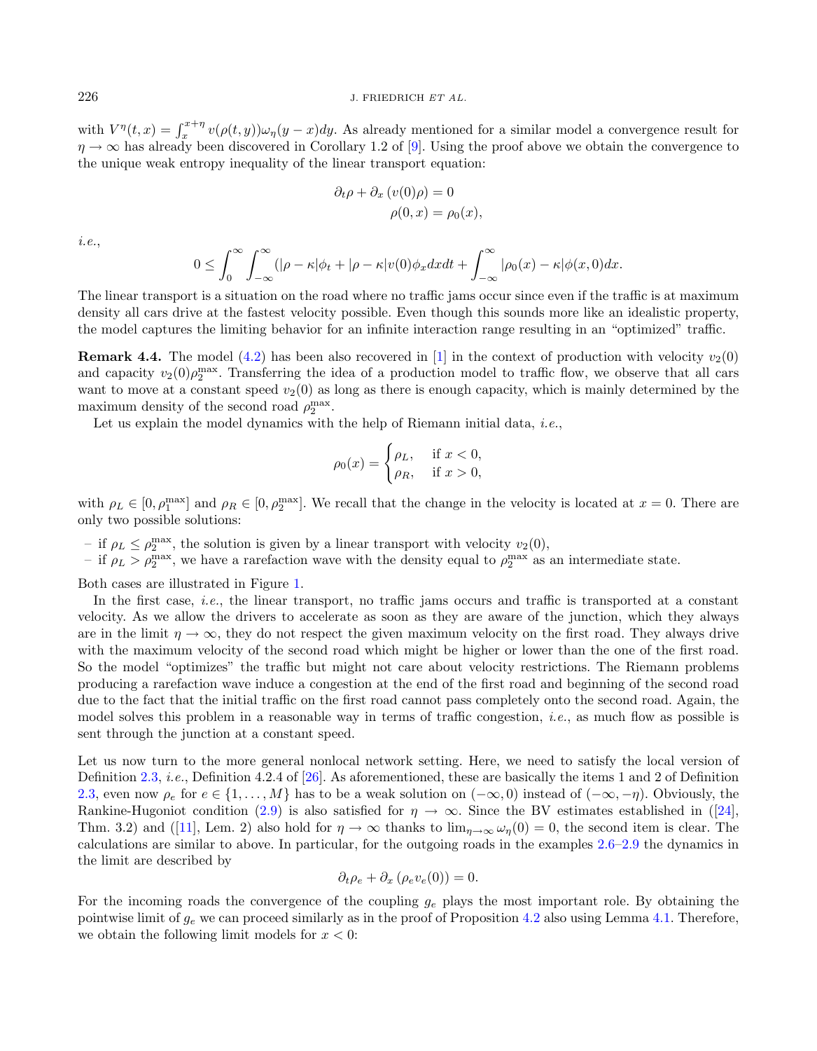with $V^\eta(t,x) = \int_x^{x+\eta} v(\rho(t,y))\omega_\eta(y-x)dy$. As already mentioned for a similar model a convergence result for $\eta \to \infty$ has already been discovered in Corollary 1.2 of [9]. Using the proof above we obtain the convergence to the unique weak entropy inequality of the linear transport equation:

$$
\begin{aligned}
\partial_t \rho + \partial_x \left(v(0)\rho\right) &= 0 \\
\rho(0,x) &= \rho_0(x),
\end{aligned}
$$

*i.e.*,

$$
0 \leq \int_0^\infty \int_{-\infty}^\infty (|\rho - \kappa|\phi_t + |\rho - \kappa| v(0)\phi_x dx dt + \int_{-\infty}^\infty |\rho_0(x) - \kappa|\phi(x,0)dx.
$$

The linear transport is a situation on the road where no traffic jams occur since even if the traffic is at maximum density all cars drive at the fastest velocity possible. Even though this sounds more like an idealistic property, the model captures the limiting behavior for an infinite interaction range resulting in an "optimized" traffic.

**Remark 4.4.** The model (4.2) has been also recovered in [1] in the context of production with velocity $v_2(0)$ and capacity $v_2(0)\rho_2^{\max}$. Transferring the idea of a production model to traffic flow, we observe that all cars want to move at a constant speed $v_2(0)$ as long as there is enough capacity, which is mainly determined by the maximum density of the second road $\rho_2^{\max}$.

Let us explain the model dynamics with the help of Riemann initial data, *i.e.*,

$$
\rho_0(x) = \begin{cases} \rho_L, & \text{if } x < 0, \\ \rho_R, & \text{if } x > 0, \end{cases}
$$

with $\rho_L \in [0, \rho_1^{\max}]$ and $\rho_R \in [0, \rho_2^{\max}]$. We recall that the change in the velocity is located at $x = 0$. There are only two possible solutions:

– if $\rho_L \leq \rho_2^{\max}$, the solution is given by a linear transport with velocity $v_2(0)$,
– if $\rho_L > \rho_2^{\max}$, we have a rarefaction wave with the density equal to $\rho_2^{\max}$ as an intermediate state.

Both cases are illustrated in Figure 1.

In the first case, *i.e.*, the linear transport, no traffic jams occurs and traffic is transported at a constant velocity. As we allow the drivers to accelerate as soon as they are aware of the junction, which they always are in the limit $\eta \to \infty$, they do not respect the given maximum velocity on the first road. They always drive with the maximum velocity of the second road which might be higher or lower than the one of the first road. So the model "optimizes" the traffic but might not care about velocity restrictions. The Riemann problems producing a rarefaction wave induce a congestion at the end of the first road and beginning of the second road due to the fact that the initial traffic on the first road cannot pass completely onto the second road. Again, the model solves this problem in a reasonable way in terms of traffic congestion, *i.e.*, as much flow as possible is sent through the junction at a constant speed.

Let us now turn to the more general nonlocal network setting. Here, we need to satisfy the local version of Definition 2.3, *i.e.*, Definition 4.2.4 of [26]. As aforementioned, these are basically the items 1 and 2 of Definition 2.3, even now $\rho_e$ for $e \in \{1, \ldots, M\}$ has to be a weak solution on $(-\infty, 0)$ instead of $(-\infty, -\eta)$. Obviously, the Rankine-Hugoniot condition (2.9) is also satisfied for $\eta \to \infty$. Since the BV estimates established in ([24], Thm. 3.2) and ([11], Lem. 2) also hold for $\eta \to \infty$ thanks to $\lim_{\eta\to\infty} \omega_\eta(0) = 0$, the second item is clear. The calculations are similar to above. In particular, for the outgoing roads in the examples 2.6–2.9 the dynamics in the limit are described by

$$
\partial_t \rho_e + \partial_x \left(\rho_e v_e(0)\right) = 0.
$$

For the incoming roads the convergence of the coupling $g_e$ plays the most important role. By obtaining the pointwise limit of $g_e$ we can proceed similarly as in the proof of Proposition 4.2 also using Lemma 4.1. Therefore, we obtain the following limit models for $x < 0$: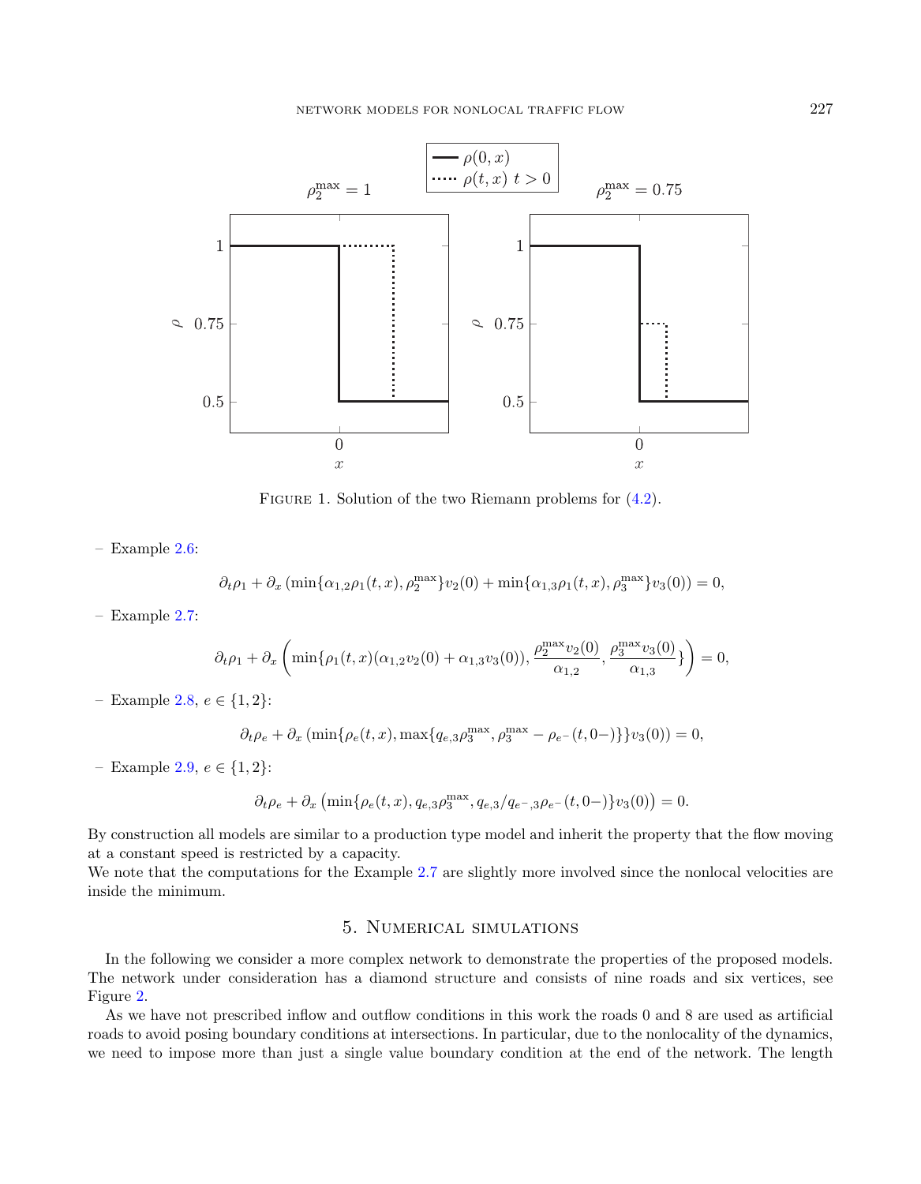FIGURE 1. Solution of the two Riemann problems for (4.2).

– Example 2.6:

$$\partial_t \rho_1 + \partial_x \left( \min\{\alpha_{1,2}\rho_1(t,x), \rho_2^{\max}\} v_2(0) + \min\{\alpha_{1,3}\rho_1(t,x), \rho_3^{\max}\} v_3(0) \right) = 0,$$

– Example 2.7:

$$\partial_t \rho_1 + \partial_x \left( \min\{\rho_1(t,x)(\alpha_{1,2}v_2(0) + \alpha_{1,3}v_3(0)), \frac{\rho_2^{\max} v_2(0)}{\alpha_{1,2}}, \frac{\rho_3^{\max} v_3(0)}{\alpha_{1,3}}\} \right) = 0,$$

– Example 2.8, $e \in \{1,2\}$:

$$\partial_t \rho_e + \partial_x \left( \min\{\rho_e(t,x), \max\{q_{e,3}\rho_3^{\max}, \rho_3^{\max} - \rho_{e^-}(t,0-)\}\} v_3(0) \right) = 0,$$

– Example 2.9, $e \in \{1,2\}$:

$$\partial_t \rho_e + \partial_x \left( \min\{\rho_e(t,x), q_{e,3}\rho_3^{\max}, q_{e,3}/q_{e^-,3}\rho_{e^-}(t,0-)\} v_3(0) \right) = 0.$$

By construction all models are similar to a production type model and inherit the property that the flow moving at a constant speed is restricted by a capacity.
We note that the computations for the Example 2.7 are slightly more involved since the nonlocal velocities are inside the minimum.

## 5. Numerical simulations

In the following we consider a more complex network to demonstrate the properties of the proposed models. The network under consideration has a diamond structure and consists of nine roads and six vertices, see Figure 2.

As we have not prescribed inflow and outflow conditions in this work the roads 0 and 8 are used as artificial roads to avoid posing boundary conditions at intersections. In particular, due to the nonlocality of the dynamics, we need to impose more than just a single value boundary condition at the end of the network. The length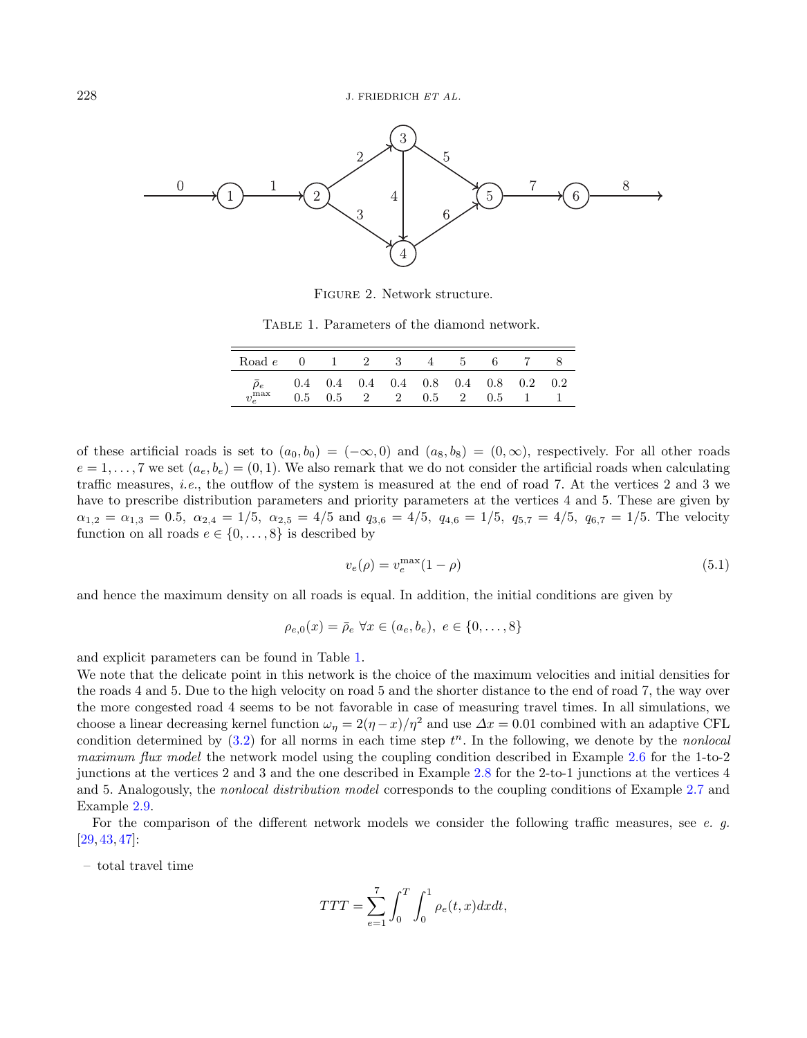FIGURE 2. Network structure.

TABLE 1. Parameters of the diamond network.

| Road $e$ | 0 | 1 | 2 | 3 | 4 | 5 | 6 | 7 | 8 |
|---|---|---|---|---|---|---|---|---|---|
| $\bar{\rho}_e$ | 0.4 | 0.4 | 0.4 | 0.4 | 0.8 | 0.4 | 0.8 | 0.2 | 0.2 |
| $v_e^{\max}$ | 0.5 | 0.5 | 2 | 2 | 0.5 | 2 | 0.5 | 1 | 1 |

of these artificial roads is set to $(a_0, b_0) = (-\infty, 0)$ and $(a_8, b_8) = (0, \infty)$, respectively. For all other roads $e = 1, \dots, 7$ we set $(a_e, b_e) = (0, 1)$. We also remark that we do not consider the artificial roads when calculating traffic measures, *i.e.*, the outflow of the system is measured at the end of road 7. At the vertices 2 and 3 we have to prescribe distribution parameters and priority parameters at the vertices 4 and 5. These are given by $\alpha_{1,2} = \alpha_{1,3} = 0.5$, $\alpha_{2,4} = 1/5$, $\alpha_{2,5} = 4/5$ and $q_{3,6} = 4/5$, $q_{4,6} = 1/5$, $q_{5,7} = 4/5$, $q_{6,7} = 1/5$. The velocity function on all roads $e \in \{0, \dots, 8\}$ is described by

$$v_e(\rho) = v_e^{\max}(1 - \rho) \tag{5.1}$$

and hence the maximum density on all roads is equal. In addition, the initial conditions are given by

$$\rho_{e,0}(x) = \bar{\rho}_e \ \forall x \in (a_e, b_e), \ e \in \{0, \dots, 8\}$$

and explicit parameters can be found in Table 1.

We note that the delicate point in this network is the choice of the maximum velocities and initial densities for the roads 4 and 5. Due to the high velocity on road 5 and the shorter distance to the end of road 7, the way over the more congested road 4 seems to be not favorable in case of measuring travel times. In all simulations, we choose a linear decreasing kernel function $\omega_\eta = 2(\eta - x)/\eta^2$ and use $\Delta x = 0.01$ combined with an adaptive CFL condition determined by (3.2) for all norms in each time step $t^n$. In the following, we denote by the *nonlocal maximum flux model* the network model using the coupling condition described in Example 2.6 for the 1-to-2 junctions at the vertices 2 and 3 and the one described in Example 2.8 for the 2-to-1 junctions at the vertices 4 and 5. Analogously, the *nonlocal distribution model* corresponds to the coupling conditions of Example 2.7 and Example 2.9.

For the comparison of the different network models we consider the following traffic measures, see *e. g.* [29, 43, 47]:

– total travel time

$$TTT = \sum_{e=1}^{7} \int_0^T \int_0^1 \rho_e(t, x) dx dt,$$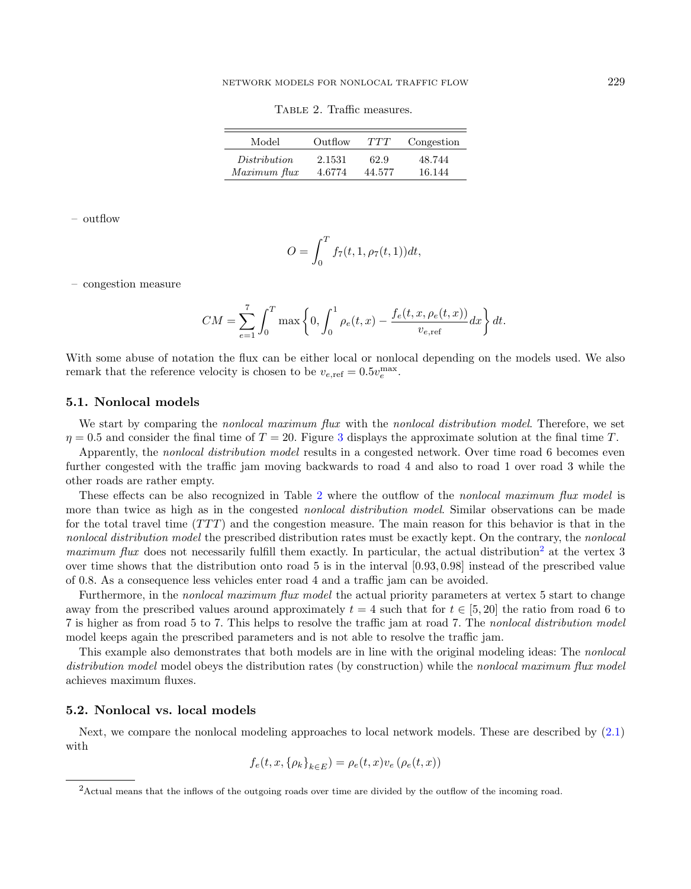Table 2. Traffic measures.

| Model | Outflow | $TTT$ | Congestion |
|---|---|---|---|
| *Distribution* | 2.1531 | 62.9 | 48.744 |
| *Maximum flux* | 4.6774 | 44.577 | 16.144 |

– outflow

$$O = \int_0^T f_7(t, 1, \rho_7(t, 1))dt,$$

– congestion measure

$$CM = \sum_{e=1}^{7} \int_0^T \max\left\{0, \int_0^1 \rho_e(t,x) - \frac{f_e(t, x, \rho_e(t,x))}{v_{e,\mathrm{ref}}} dx\right\} dt.$$

With some abuse of notation the flux can be either local or nonlocal depending on the models used. We also remark that the reference velocity is chosen to be $v_{e,\mathrm{ref}} = 0.5 v_e^{\max}$.

### 5.1. Nonlocal models

We start by comparing the *nonlocal maximum flux* with the *nonlocal distribution model*. Therefore, we set $\eta = 0.5$ and consider the final time of $T = 20$. Figure 3 displays the approximate solution at the final time $T$.

Apparently, the *nonlocal distribution model* results in a congested network. Over time road 6 becomes even further congested with the traffic jam moving backwards to road 4 and also to road 1 over road 3 while the other roads are rather empty.

These effects can be also recognized in Table 2 where the outflow of the *nonlocal maximum flux model* is more than twice as high as in the congested *nonlocal distribution model*. Similar observations can be made for the total travel time ($TTT$) and the congestion measure. The main reason for this behavior is that in the *nonlocal distribution model* the prescribed distribution rates must be exactly kept. On the contrary, the *nonlocal maximum flux* does not necessarily fulfill them exactly. In particular, the actual distribution[2] at the vertex 3 over time shows that the distribution onto road 5 is in the interval $[0.93, 0.98]$ instead of the prescribed value of 0.8. As a consequence less vehicles enter road 4 and a traffic jam can be avoided.

Furthermore, in the *nonlocal maximum flux model* the actual priority parameters at vertex 5 start to change away from the prescribed values around approximately $t = 4$ such that for $t \in [5, 20]$ the ratio from road 6 to 7 is higher as from road 5 to 7. This helps to resolve the traffic jam at road 7. The *nonlocal distribution model* model keeps again the prescribed parameters and is not able to resolve the traffic jam.

This example also demonstrates that both models are in line with the original modeling ideas: The *nonlocal distribution model* model obeys the distribution rates (by construction) while the *nonlocal maximum flux model* achieves maximum fluxes.

### 5.2. Nonlocal vs. local models

Next, we compare the nonlocal modeling approaches to local network models. These are described by (2.1) with

$$f_e(t, x, \{\rho_k\}_{k \in E}) = \rho_e(t,x) v_e\left(\rho_e(t,x)\right)$$

[2]Actual means that the inflows of the outgoing roads over time are divided by the outflow of the incoming road.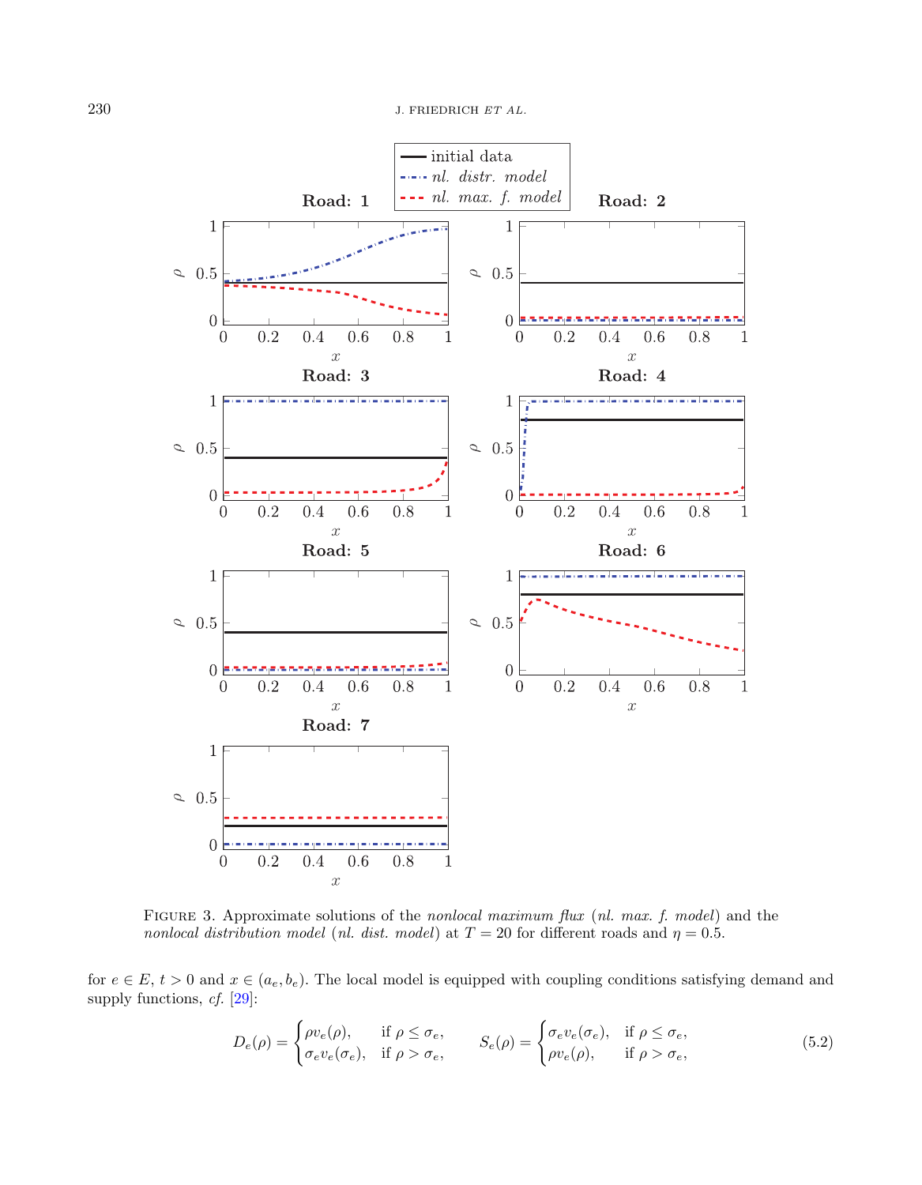FIGURE 3. Approximate solutions of the *nonlocal maximum flux* (*nl. max. f. model*) and the *nonlocal distribution model* (*nl. dist. model*) at $T = 20$ for different roads and $\eta = 0.5$.

for $e \in E$, $t > 0$ and $x \in (a_e, b_e)$. The local model is equipped with coupling conditions satisfying demand and supply functions, *cf.* [29]:

$$D_e(\rho) = \begin{cases} \rho v_e(\rho), & \text{if } \rho \leq \sigma_e, \\ \sigma_e v_e(\sigma_e), & \text{if } \rho > \sigma_e, \end{cases} \qquad S_e(\rho) = \begin{cases} \sigma_e v_e(\sigma_e), & \text{if } \rho \leq \sigma_e, \\ \rho v_e(\rho), & \text{if } \rho > \sigma_e, \end{cases} \tag{5.2}$$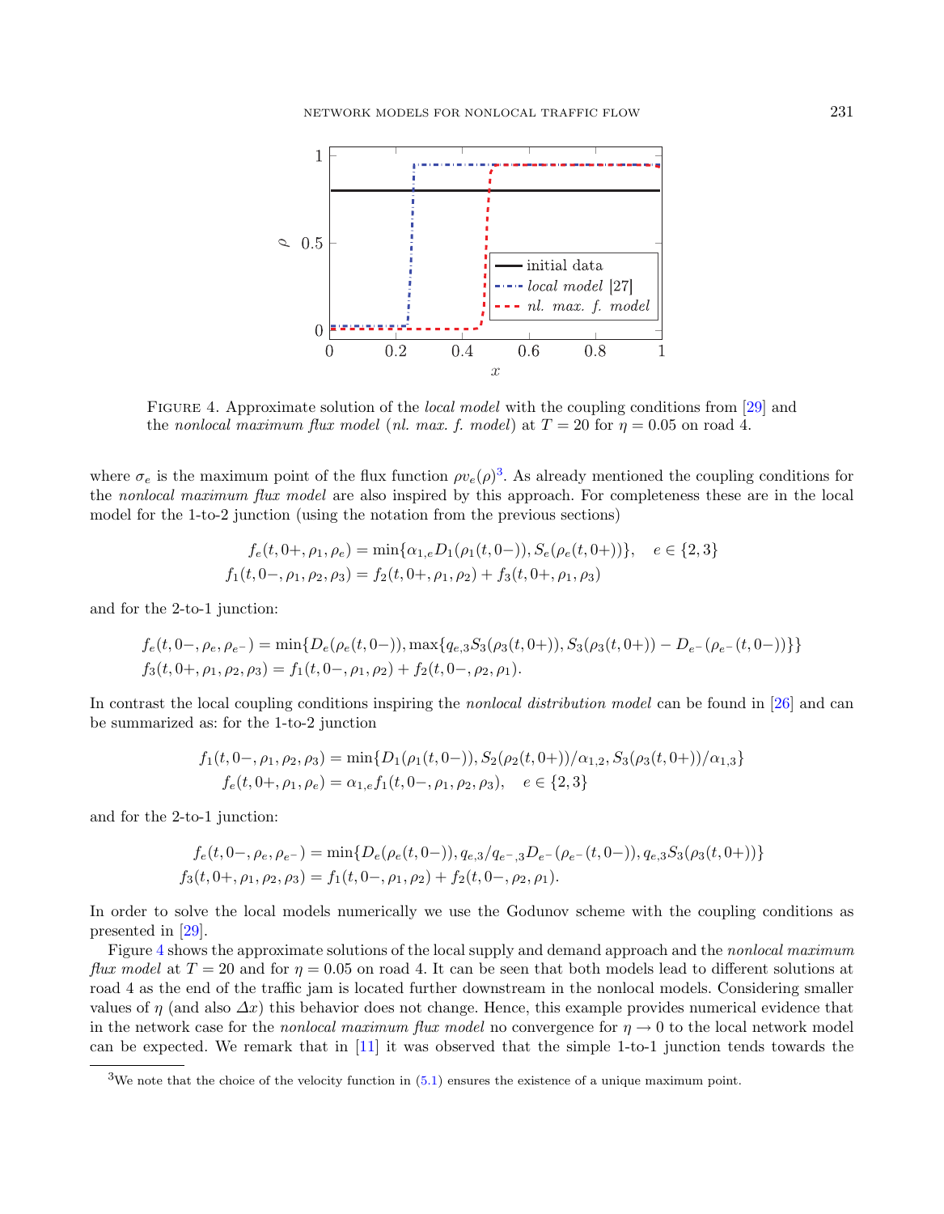FIGURE 4. Approximate solution of the *local model* with the coupling conditions from [29] and the *nonlocal maximum flux model* (*nl. max. f. model*) at $T = 20$ for $\eta = 0.05$ on road 4.

where $\sigma_e$ is the maximum point of the flux function $\rho v_e(\rho)$[3]. As already mentioned the coupling conditions for the *nonlocal maximum flux model* are also inspired by this approach. For completeness these are in the local model for the 1-to-2 junction (using the notation from the previous sections)

$$
\begin{aligned}
f_e(t, 0+, \rho_1, \rho_e) &= \min\{\alpha_{1,e} D_1(\rho_1(t, 0-)), S_e(\rho_e(t, 0+))\}, \quad e \in \{2, 3\} \\
f_1(t, 0-, \rho_1, \rho_2, \rho_3) &= f_2(t, 0+, \rho_1, \rho_2) + f_3(t, 0+, \rho_1, \rho_3)
\end{aligned}
$$

and for the 2-to-1 junction:

$$
\begin{aligned}
f_e(t, 0-, \rho_e, \rho_{e^-}) &= \min\{D_e(\rho_e(t, 0-)), \max\{q_{e,3} S_3(\rho_3(t, 0+)), S_3(\rho_3(t, 0+)) - D_{e^-}(\rho_{e^-}(t, 0-))\}\} \\
f_3(t, 0+, \rho_1, \rho_2, \rho_3) &= f_1(t, 0-, \rho_1, \rho_2) + f_2(t, 0-, \rho_2, \rho_1).
\end{aligned}
$$

In contrast the local coupling conditions inspiring the *nonlocal distribution model* can be found in [26] and can be summarized as: for the 1-to-2 junction

$$
\begin{aligned}
f_1(t, 0-, \rho_1, \rho_2, \rho_3) &= \min\{D_1(\rho_1(t, 0-)), S_2(\rho_2(t, 0+))/\alpha_{1,2}, S_3(\rho_3(t, 0+))/\alpha_{1,3}\} \\
f_e(t, 0+, \rho_1, \rho_e) &= \alpha_{1,e} f_1(t, 0-, \rho_1, \rho_2, \rho_3), \quad e \in \{2, 3\}
\end{aligned}
$$

and for the 2-to-1 junction:

$$
\begin{aligned}
f_e(t, 0-, \rho_e, \rho_{e^-}) &= \min\{D_e(\rho_e(t, 0-)), q_{e,3}/q_{e^-,3} D_{e^-}(\rho_{e^-}(t, 0-)), q_{e,3} S_3(\rho_3(t, 0+))\} \\
f_3(t, 0+, \rho_1, \rho_2, \rho_3) &= f_1(t, 0-, \rho_1, \rho_2) + f_2(t, 0-, \rho_2, \rho_1).
\end{aligned}
$$

In order to solve the local models numerically we use the Godunov scheme with the coupling conditions as presented in [29].

Figure 4 shows the approximate solutions of the local supply and demand approach and the *nonlocal maximum flux model* at $T = 20$ and for $\eta = 0.05$ on road 4. It can be seen that both models lead to different solutions at road 4 as the end of the traffic jam is located further downstream in the nonlocal models. Considering smaller values of $\eta$ (and also $\Delta x$) this behavior does not change. Hence, this example provides numerical evidence that in the network case for the *nonlocal maximum flux model* no convergence for $\eta \to 0$ to the local network model can be expected. We remark that in [11] it was observed that the simple 1-to-1 junction tends towards the

[3]We note that the choice of the velocity function in (5.1) ensures the existence of a unique maximum point.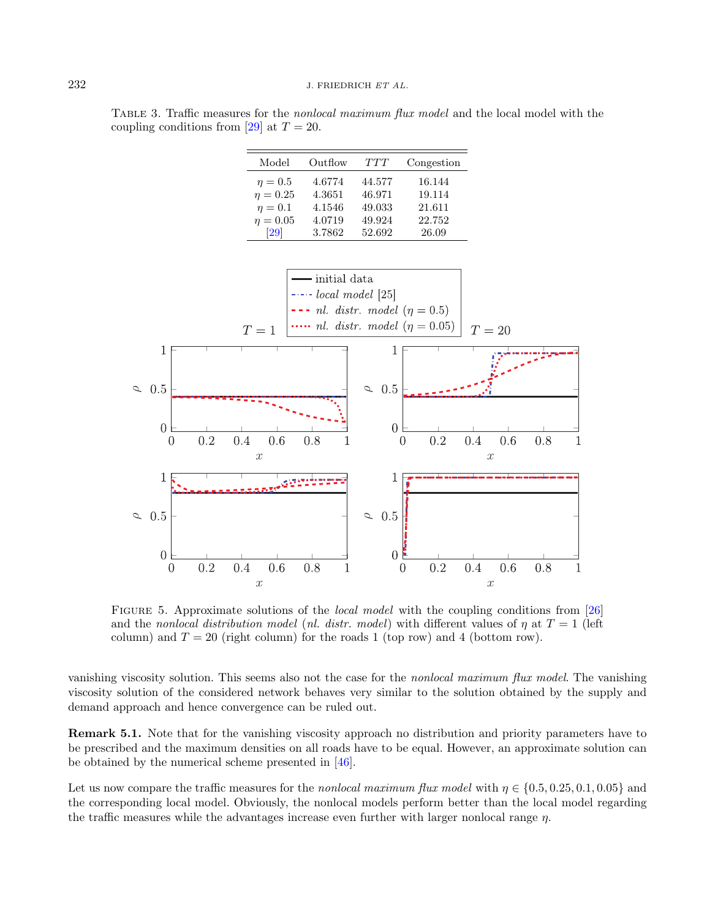Table 3. Traffic measures for the *nonlocal maximum flux model* and the local model with the coupling conditions from [29] at $T = 20$.

| Model | Outflow | $TTT$ | Congestion |
|---|---|---|---|
| $\eta = 0.5$ | 4.6774 | 44.577 | 16.144 |
| $\eta = 0.25$ | 4.3651 | 46.971 | 19.114 |
| $\eta = 0.1$ | 4.1546 | 49.033 | 21.611 |
| $\eta = 0.05$ | 4.0719 | 49.924 | 22.752 |
| [29] | 3.7862 | 52.692 | 26.09 |

Figure 5. Approximate solutions of the *local model* with the coupling conditions from [26] and the *nonlocal distribution model* (*nl. distr. model*) with different values of $\eta$ at $T = 1$ (left column) and $T = 20$ (right column) for the roads 1 (top row) and 4 (bottom row).

vanishing viscosity solution. This seems also not the case for the *nonlocal maximum flux model*. The vanishing viscosity solution of the considered network behaves very similar to the solution obtained by the supply and demand approach and hence convergence can be ruled out.

**Remark 5.1.** Note that for the vanishing viscosity approach no distribution and priority parameters have to be prescribed and the maximum densities on all roads have to be equal. However, an approximate solution can be obtained by the numerical scheme presented in [46].

Let us now compare the traffic measures for the *nonlocal maximum flux model* with $\eta \in \{0.5, 0.25, 0.1, 0.05\}$ and the corresponding local model. Obviously, the nonlocal models perform better than the local model regarding the traffic measures while the advantages increase even further with larger nonlocal range $\eta$.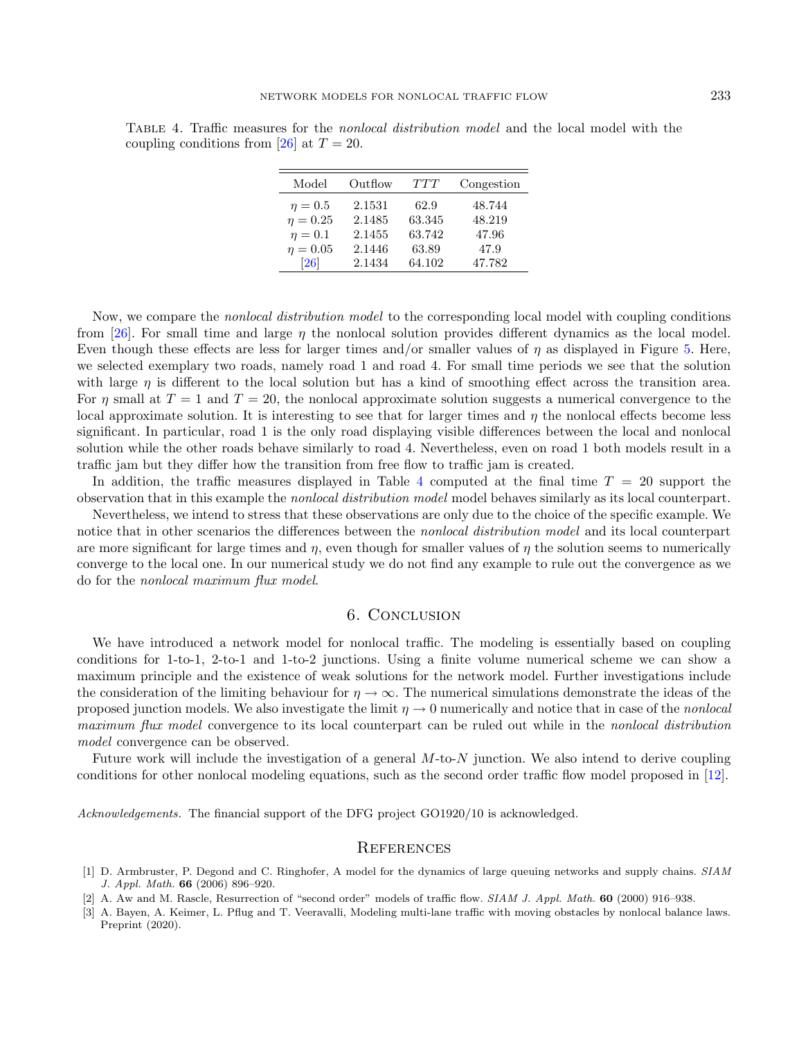Table 4. Traffic measures for the *nonlocal distribution model* and the local model with the coupling conditions from [26] at $T = 20$.

| Model | Outflow | $TTT$ | Congestion |
| --- | --- | --- | --- |
| $\eta = 0.5$ | 2.1531 | 62.9 | 48.744 |
| $\eta = 0.25$ | 2.1485 | 63.345 | 48.219 |
| $\eta = 0.1$ | 2.1455 | 63.742 | 47.96 |
| $\eta = 0.05$ | 2.1446 | 63.89 | 47.9 |
| [26] | 2.1434 | 64.102 | 47.782 |

Now, we compare the *nonlocal distribution model* to the corresponding local model with coupling conditions from [26]. For small time and large $\eta$ the nonlocal solution provides different dynamics as the local model. Even though these effects are less for larger times and/or smaller values of $\eta$ as displayed in Figure 5. Here, we selected exemplary two roads, namely road 1 and road 4. For small time periods we see that the solution with large $\eta$ is different to the local solution but has a kind of smoothing effect across the transition area. For $\eta$ small at $T = 1$ and $T = 20$, the nonlocal approximate solution suggests a numerical convergence to the local approximate solution. It is interesting to see that for larger times and $\eta$ the nonlocal effects become less significant. In particular, road 1 is the only road displaying visible differences between the local and nonlocal solution while the other roads behave similarly to road 4. Nevertheless, even on road 1 both models result in a traffic jam but they differ how the transition from free flow to traffic jam is created.

In addition, the traffic measures displayed in Table 4 computed at the final time $T = 20$ support the observation that in this example the *nonlocal distribution model* model behaves similarly as its local counterpart.

Nevertheless, we intend to stress that these observations are only due to the choice of the specific example. We notice that in other scenarios the differences between the *nonlocal distribution model* and its local counterpart are more significant for large times and $\eta$, even though for smaller values of $\eta$ the solution seems to numerically converge to the local one. In our numerical study we do not find any example to rule out the convergence as we do for the *nonlocal maximum flux model*.

## 6. Conclusion

We have introduced a network model for nonlocal traffic. The modeling is essentially based on coupling conditions for 1-to-1, 2-to-1 and 1-to-2 junctions. Using a finite volume numerical scheme we can show a maximum principle and the existence of weak solutions for the network model. Further investigations include the consideration of the limiting behaviour for $\eta \to \infty$. The numerical simulations demonstrate the ideas of the proposed junction models. We also investigate the limit $\eta \to 0$ numerically and notice that in case of the *nonlocal maximum flux model* convergence to its local counterpart can be ruled out while in the *nonlocal distribution model* convergence can be observed.

Future work will include the investigation of a general $M$-to-$N$ junction. We also intend to derive coupling conditions for other nonlocal modeling equations, such as the second order traffic flow model proposed in [12].

*Acknowledgements.* The financial support of the DFG project GO1920/10 is acknowledged.

## References

[1] D. Armbruster, P. Degond and C. Ringhofer, A model for the dynamics of large queuing networks and supply chains. *SIAM J. Appl. Math.* **66** (2006) 896–920.

[2] A. Aw and M. Rascle, Resurrection of "second order" models of traffic flow. *SIAM J. Appl. Math.* **60** (2000) 916–938.

[3] A. Bayen, A. Keimer, L. Pflug and T. Veeravalli, Modeling multi-lane traffic with moving obstacles by nonlocal balance laws. Preprint (2020).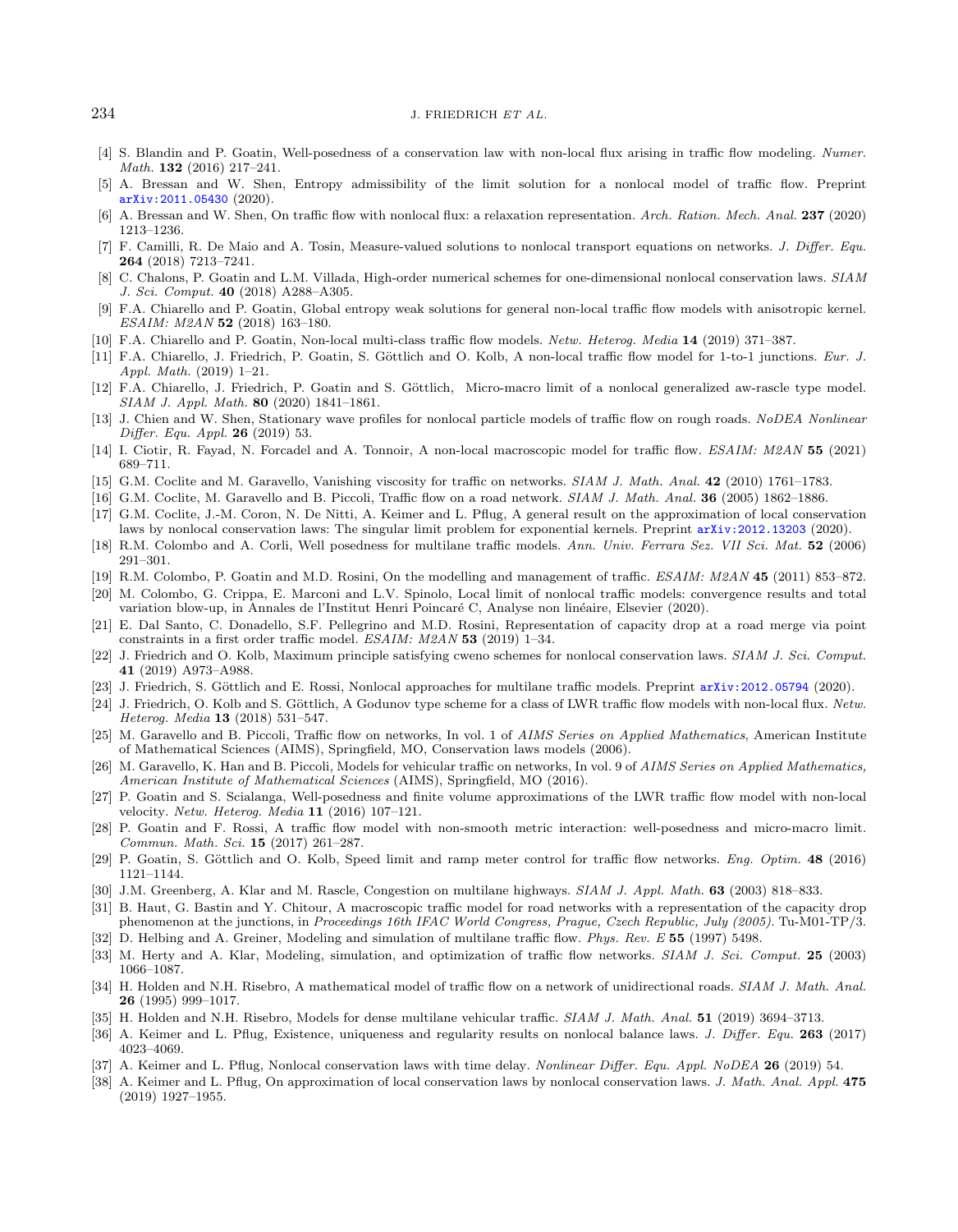- [4] S. Blandin and P. Goatin, Well-posedness of a conservation law with non-local flux arising in traffic flow modeling. *Numer. Math.* **132** (2016) 217–241.
- [5] A. Bressan and W. Shen, Entropy admissibility of the limit solution for a nonlocal model of traffic flow. Preprint arXiv:2011.05430 (2020).
- [6] A. Bressan and W. Shen, On traffic flow with nonlocal flux: a relaxation representation. *Arch. Ration. Mech. Anal.* **237** (2020) 1213–1236.
- [7] F. Camilli, R. De Maio and A. Tosin, Measure-valued solutions to nonlocal transport equations on networks. *J. Differ. Equ.* **264** (2018) 7213–7241.
- [8] C. Chalons, P. Goatin and L.M. Villada, High-order numerical schemes for one-dimensional nonlocal conservation laws. *SIAM J. Sci. Comput.* **40** (2018) A288–A305.
- [9] F.A. Chiarello and P. Goatin, Global entropy weak solutions for general non-local traffic flow models with anisotropic kernel. *ESAIM: M2AN* **52** (2018) 163–180.
- [10] F.A. Chiarello and P. Goatin, Non-local multi-class traffic flow models. *Netw. Heterog. Media* **14** (2019) 371–387.
- [11] F.A. Chiarello, J. Friedrich, P. Goatin, S. Göttlich and O. Kolb, A non-local traffic flow model for 1-to-1 junctions. *Eur. J. Appl. Math.* (2019) 1–21.
- [12] F.A. Chiarello, J. Friedrich, P. Goatin and S. Göttlich, Micro-macro limit of a nonlocal generalized aw-rascle type model. *SIAM J. Appl. Math.* **80** (2020) 1841–1861.
- [13] J. Chien and W. Shen, Stationary wave profiles for nonlocal particle models of traffic flow on rough roads. *NoDEA Nonlinear Differ. Equ. Appl.* **26** (2019) 53.
- [14] I. Ciotir, R. Fayad, N. Forcadel and A. Tonnoir, A non-local macroscopic model for traffic flow. *ESAIM: M2AN* **55** (2021) 689–711.
- [15] G.M. Coclite and M. Garavello, Vanishing viscosity for traffic on networks. *SIAM J. Math. Anal.* **42** (2010) 1761–1783.
- [16] G.M. Coclite, M. Garavello and B. Piccoli, Traffic flow on a road network. *SIAM J. Math. Anal.* **36** (2005) 1862–1886.
- [17] G.M. Coclite, J.-M. Coron, N. De Nitti, A. Keimer and L. Pflug, A general result on the approximation of local conservation laws by nonlocal conservation laws: The singular limit problem for exponential kernels. Preprint arXiv:2012.13203 (2020).
- [18] R.M. Colombo and A. Corli, Well posedness for multilane traffic models. *Ann. Univ. Ferrara Sez. VII Sci. Mat.* **52** (2006) 291–301.
- [19] R.M. Colombo, P. Goatin and M.D. Rosini, On the modelling and management of traffic. *ESAIM: M2AN* **45** (2011) 853–872.
- [20] M. Colombo, G. Crippa, E. Marconi and L.V. Spinolo, Local limit of nonlocal traffic models: convergence results and total variation blow-up, in Annales de l'Institut Henri Poincaré C, Analyse non linéaire, Elsevier (2020).
- [21] E. Dal Santo, C. Donadello, S.F. Pellegrino and M.D. Rosini, Representation of capacity drop at a road merge via point constraints in a first order traffic model. *ESAIM: M2AN* **53** (2019) 1–34.
- [22] J. Friedrich and O. Kolb, Maximum principle satisfying cweno schemes for nonlocal conservation laws. *SIAM J. Sci. Comput.* **41** (2019) A973–A988.
- [23] J. Friedrich, S. Göttlich and E. Rossi, Nonlocal approaches for multilane traffic models. Preprint arXiv:2012.05794 (2020).
- [24] J. Friedrich, O. Kolb and S. Göttlich, A Godunov type scheme for a class of LWR traffic flow models with non-local flux. *Netw. Heterog. Media* **13** (2018) 531–547.
- [25] M. Garavello and B. Piccoli, Traffic flow on networks, In vol. 1 of *AIMS Series on Applied Mathematics*, American Institute of Mathematical Sciences (AIMS), Springfield, MO, Conservation laws models (2006).
- [26] M. Garavello, K. Han and B. Piccoli, Models for vehicular traffic on networks, In vol. 9 of *AIMS Series on Applied Mathematics, American Institute of Mathematical Sciences* (AIMS), Springfield, MO (2016).
- [27] P. Goatin and S. Scialanga, Well-posedness and finite volume approximations of the LWR traffic flow model with non-local velocity. *Netw. Heterog. Media* **11** (2016) 107–121.
- [28] P. Goatin and F. Rossi, A traffic flow model with non-smooth metric interaction: well-posedness and micro-macro limit. *Commun. Math. Sci.* **15** (2017) 261–287.
- [29] P. Goatin, S. Göttlich and O. Kolb, Speed limit and ramp meter control for traffic flow networks. *Eng. Optim.* **48** (2016) 1121–1144.
- [30] J.M. Greenberg, A. Klar and M. Rascle, Congestion on multilane highways. *SIAM J. Appl. Math.* **63** (2003) 818–833.
- [31] B. Haut, G. Bastin and Y. Chitour, A macroscopic traffic model for road networks with a representation of the capacity drop phenomenon at the junctions, in *Proceedings 16th IFAC World Congress, Prague, Czech Republic, July (2005).* Tu-M01-TP/3.
- [32] D. Helbing and A. Greiner, Modeling and simulation of multilane traffic flow. *Phys. Rev. E* **55** (1997) 5498.
- [33] M. Herty and A. Klar, Modeling, simulation, and optimization of traffic flow networks. *SIAM J. Sci. Comput.* **25** (2003) 1066–1087.
- [34] H. Holden and N.H. Risebro, A mathematical model of traffic flow on a network of unidirectional roads. *SIAM J. Math. Anal.* **26** (1995) 999–1017.
- [35] H. Holden and N.H. Risebro, Models for dense multilane vehicular traffic. *SIAM J. Math. Anal.* **51** (2019) 3694–3713.
- [36] A. Keimer and L. Pflug, Existence, uniqueness and regularity results on nonlocal balance laws. *J. Differ. Equ.* **263** (2017) 4023–4069.
- [37] A. Keimer and L. Pflug, Nonlocal conservation laws with time delay. *Nonlinear Differ. Equ. Appl. NoDEA* **26** (2019) 54.
- [38] A. Keimer and L. Pflug, On approximation of local conservation laws by nonlocal conservation laws. *J. Math. Anal. Appl.* **475** (2019) 1927–1955.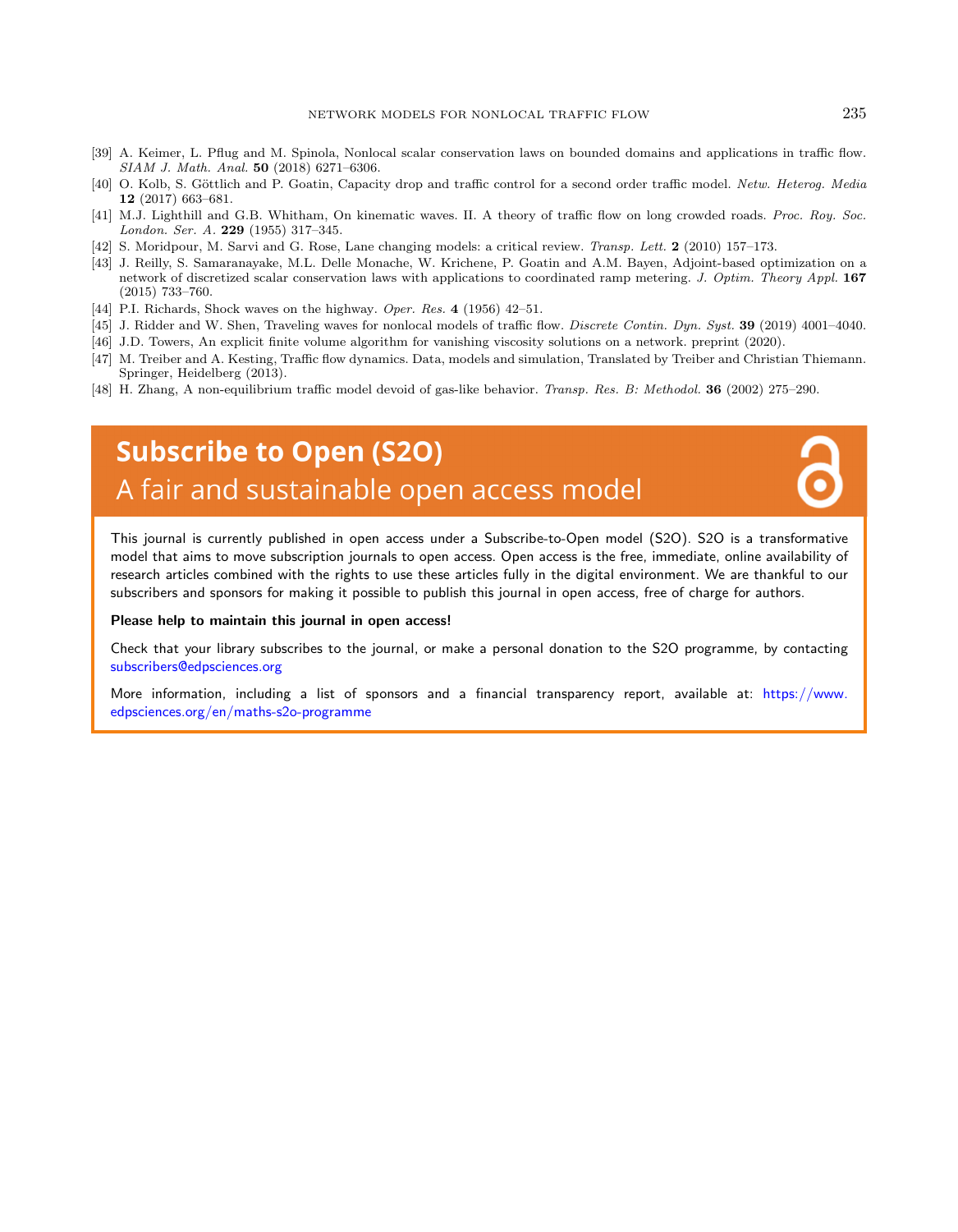[39] A. Keimer, L. Pflug and M. Spinola, Nonlocal scalar conservation laws on bounded domains and applications in traffic flow. *SIAM J. Math. Anal.* **50** (2018) 6271–6306.

[40] O. Kolb, S. Göttlich and P. Goatin, Capacity drop and traffic control for a second order traffic model. *Netw. Heterog. Media* **12** (2017) 663–681.

[41] M.J. Lighthill and G.B. Whitham, On kinematic waves. II. A theory of traffic flow on long crowded roads. *Proc. Roy. Soc. London. Ser. A.* **229** (1955) 317–345.

[42] S. Moridpour, M. Sarvi and G. Rose, Lane changing models: a critical review. *Transp. Lett.* **2** (2010) 157–173.

[43] J. Reilly, S. Samaranayake, M.L. Delle Monache, W. Krichene, P. Goatin and A.M. Bayen, Adjoint-based optimization on a network of discretized scalar conservation laws with applications to coordinated ramp metering. *J. Optim. Theory Appl.* **167** (2015) 733–760.

[44] P.I. Richards, Shock waves on the highway. *Oper. Res.* **4** (1956) 42–51.

[45] J. Ridder and W. Shen, Traveling waves for nonlocal models of traffic flow. *Discrete Contin. Dyn. Syst.* **39** (2019) 4001–4040.

[46] J.D. Towers, An explicit finite volume algorithm for vanishing viscosity solutions on a network. preprint (2020).

[47] M. Treiber and A. Kesting, Traffic flow dynamics. Data, models and simulation, Translated by Treiber and Christian Thiemann. Springer, Heidelberg (2013).

[48] H. Zhang, A non-equilibrium traffic model devoid of gas-like behavior. *Transp. Res. B: Methodol.* **36** (2002) 275–290.

## Subscribe to Open (S2O)

### A fair and sustainable open access model

This journal is currently published in open access under a Subscribe-to-Open model (S2O). S2O is a transformative model that aims to move subscription journals to open access. Open access is the free, immediate, online availability of research articles combined with the rights to use these articles fully in the digital environment. We are thankful to our subscribers and sponsors for making it possible to publish this journal in open access, free of charge for authors.

**Please help to maintain this journal in open access!**

Check that your library subscribes to the journal, or make a personal donation to the S2O programme, by contacting subscribers@edpsciences.org

More information, including a list of sponsors and a financial transparency report, available at: https://www.edpsciences.org/en/maths-s2o-programme